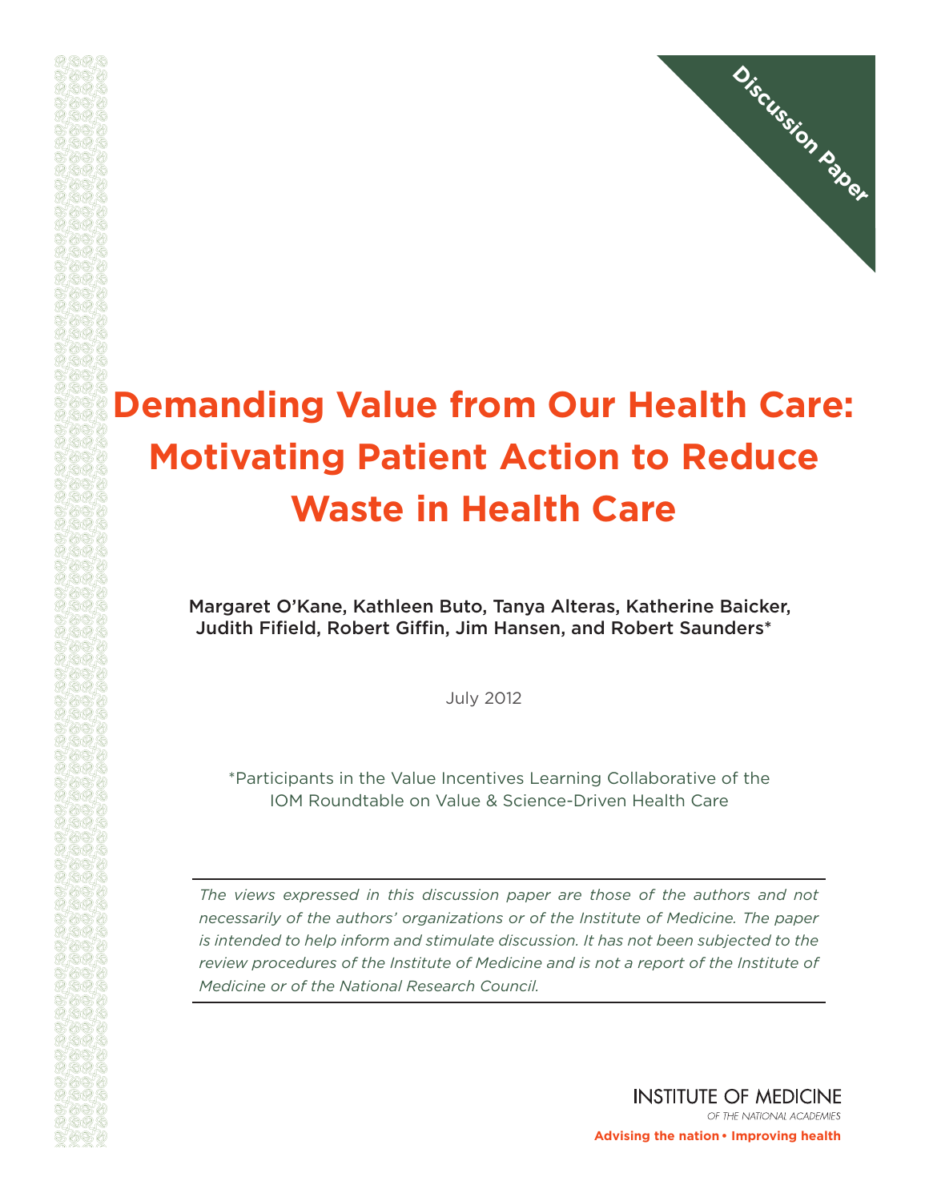Discussion Paper

# Demanding Value from Our Health Care: Motivating Patient Action to Reduce Waste in Health Care

Margaret O'Kane, Kathleen Buto, Tanya Alteras, Katherine Baicker, Judith Fifield, Robert Giffin, Jim Hansen, and Robert Saunders*

July 2012

*Participants in the Value Incentives Learning Collaborative of the IOM Roundtable on Value & Science-Driven Health Care

---

*The views expressed in this discussion paper are those of the authors and not necessarily of the authors' organizations or of the Institute of Medicine. The paper is intended to help inform and stimulate discussion. It has not been subjected to the review procedures of the Institute of Medicine and is not a report of the Institute of Medicine or of the National Research Council.*

---

INSTITUTE OF MEDICINE
*OF THE NATIONAL ACADEMIES*

**Advising the nation • Improving health**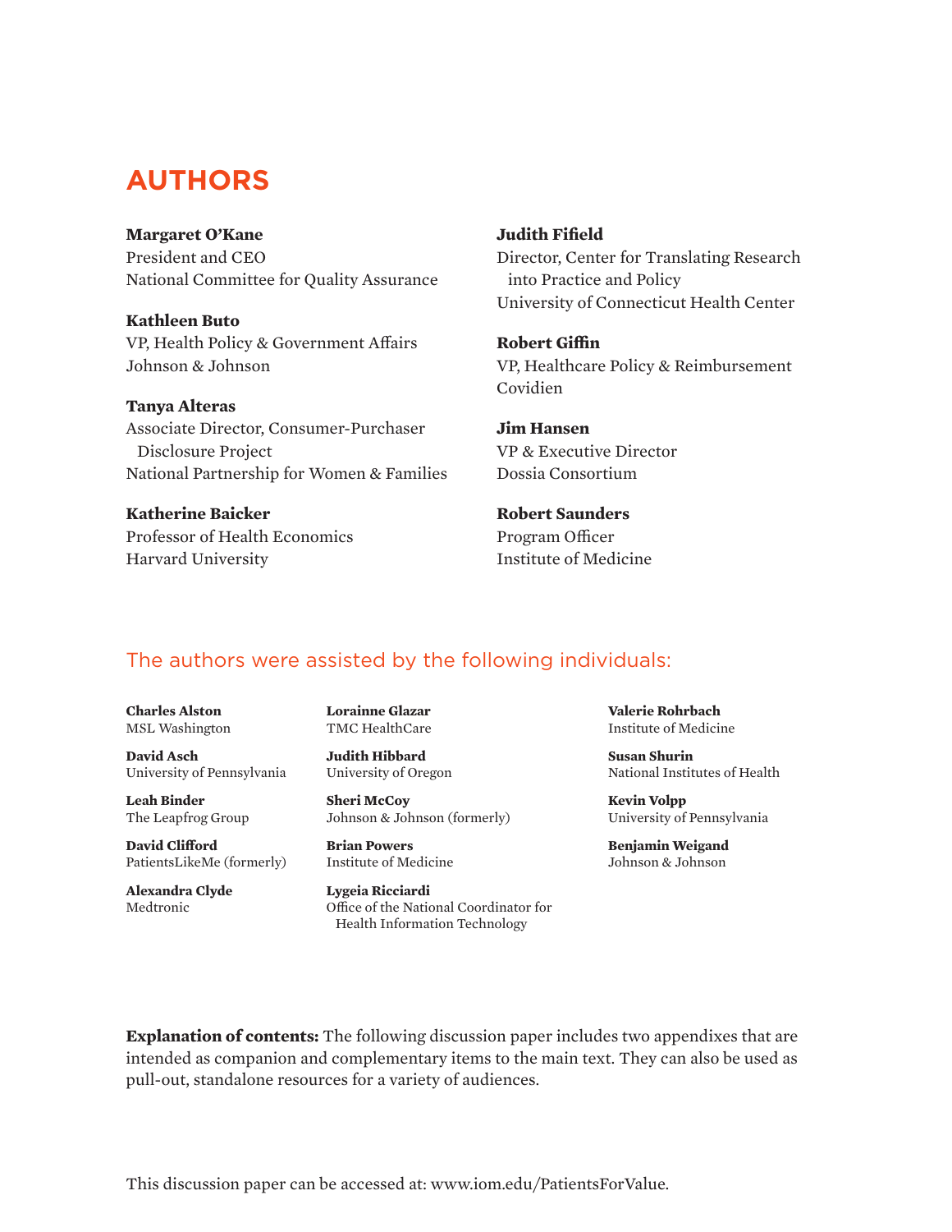# AUTHORS

**Margaret O'Kane**
President and CEO
National Committee for Quality Assurance

**Kathleen Buto**
VP, Health Policy & Government Affairs
Johnson & Johnson

**Tanya Alteras**
Associate Director, Consumer-Purchaser Disclosure Project
National Partnership for Women & Families

**Katherine Baicker**
Professor of Health Economics
Harvard University

**Judith Fifield**
Director, Center for Translating Research into Practice and Policy
University of Connecticut Health Center

**Robert Giffin**
VP, Healthcare Policy & Reimbursement
Covidien

**Jim Hansen**
VP & Executive Director
Dossia Consortium

**Robert Saunders**
Program Officer
Institute of Medicine

## The authors were assisted by the following individuals:

**Charles Alston**
MSL Washington

**David Asch**
University of Pennsylvania

**Leah Binder**
The Leapfrog Group

**David Clifford**
PatientsLikeMe (formerly)

**Alexandra Clyde**
Medtronic

**Lorainne Glazar**
TMC HealthCare

**Judith Hibbard**
University of Oregon

**Sheri McCoy**
Johnson & Johnson (formerly)

**Brian Powers**
Institute of Medicine

**Lygeia Ricciardi**
Office of the National Coordinator for Health Information Technology

**Valerie Rohrbach**
Institute of Medicine

**Susan Shurin**
National Institutes of Health

**Kevin Volpp**
University of Pennsylvania

**Benjamin Weigand**
Johnson & Johnson

**Explanation of contents:** The following discussion paper includes two appendixes that are intended as companion and complementary items to the main text. They can also be used as pull-out, standalone resources for a variety of audiences.

This discussion paper can be accessed at: www.iom.edu/PatientsForValue.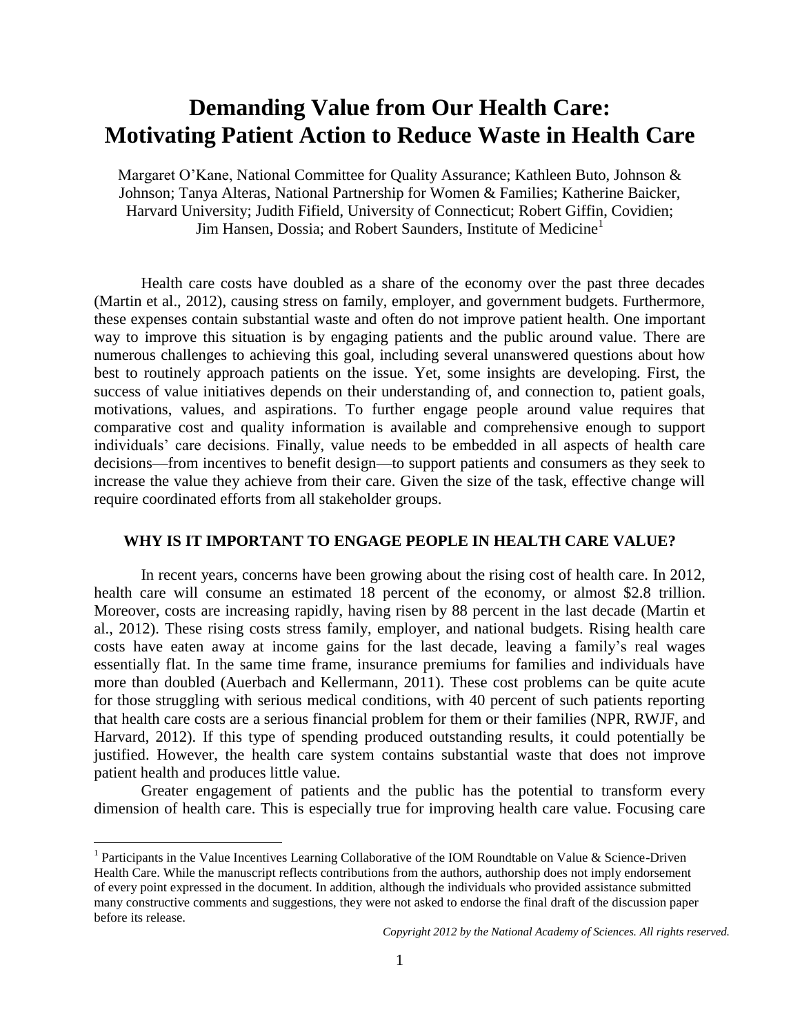# Demanding Value from Our Health Care: Motivating Patient Action to Reduce Waste in Health Care

Margaret O'Kane, National Committee for Quality Assurance; Kathleen Buto, Johnson & Johnson; Tanya Alteras, National Partnership for Women & Families; Katherine Baicker, Harvard University; Judith Fifield, University of Connecticut; Robert Giffin, Covidien; Jim Hansen, Dossia; and Robert Saunders, Institute of Medicine[1]

Health care costs have doubled as a share of the economy over the past three decades (Martin et al., 2012), causing stress on family, employer, and government budgets. Furthermore, these expenses contain substantial waste and often do not improve patient health. One important way to improve this situation is by engaging patients and the public around value. There are numerous challenges to achieving this goal, including several unanswered questions about how best to routinely approach patients on the issue. Yet, some insights are developing. First, the success of value initiatives depends on their understanding of, and connection to, patient goals, motivations, values, and aspirations. To further engage people around value requires that comparative cost and quality information is available and comprehensive enough to support individuals' care decisions. Finally, value needs to be embedded in all aspects of health care decisions—from incentives to benefit design—to support patients and consumers as they seek to increase the value they achieve from their care. Given the size of the task, effective change will require coordinated efforts from all stakeholder groups.

## WHY IS IT IMPORTANT TO ENGAGE PEOPLE IN HEALTH CARE VALUE?

In recent years, concerns have been growing about the rising cost of health care. In 2012, health care will consume an estimated 18 percent of the economy, or almost $2.8 trillion. Moreover, costs are increasing rapidly, having risen by 88 percent in the last decade (Martin et al., 2012). These rising costs stress family, employer, and national budgets. Rising health care costs have eaten away at income gains for the last decade, leaving a family's real wages essentially flat. In the same time frame, insurance premiums for families and individuals have more than doubled (Auerbach and Kellermann, 2011). These cost problems can be quite acute for those struggling with serious medical conditions, with 40 percent of such patients reporting that health care costs are a serious financial problem for them or their families (NPR, RWJF, and Harvard, 2012). If this type of spending produced outstanding results, it could potentially be justified. However, the health care system contains substantial waste that does not improve patient health and produces little value.

Greater engagement of patients and the public has the potential to transform every dimension of health care. This is especially true for improving health care value. Focusing care

[1] Participants in the Value Incentives Learning Collaborative of the IOM Roundtable on Value & Science-Driven Health Care. While the manuscript reflects contributions from the authors, authorship does not imply endorsement of every point expressed in the document. In addition, although the individuals who provided assistance submitted many constructive comments and suggestions, they were not asked to endorse the final draft of the discussion paper before its release.

*Copyright 2012 by the National Academy of Sciences. All rights reserved.*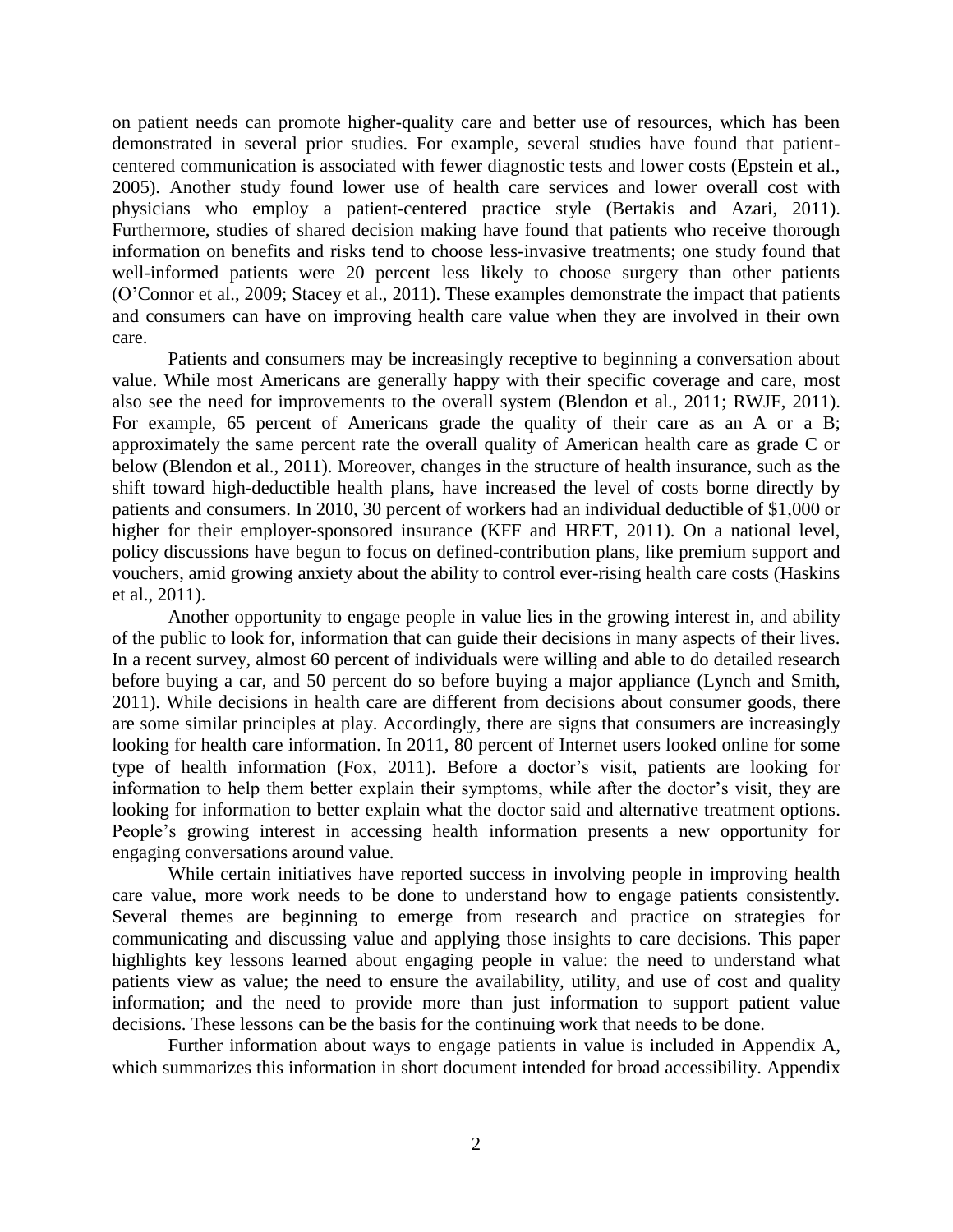on patient needs can promote higher-quality care and better use of resources, which has been demonstrated in several prior studies. For example, several studies have found that patient-centered communication is associated with fewer diagnostic tests and lower costs (Epstein et al., 2005). Another study found lower use of health care services and lower overall cost with physicians who employ a patient-centered practice style (Bertakis and Azari, 2011). Furthermore, studies of shared decision making have found that patients who receive thorough information on benefits and risks tend to choose less-invasive treatments; one study found that well-informed patients were 20 percent less likely to choose surgery than other patients (O'Connor et al., 2009; Stacey et al., 2011). These examples demonstrate the impact that patients and consumers can have on improving health care value when they are involved in their own care.

Patients and consumers may be increasingly receptive to beginning a conversation about value. While most Americans are generally happy with their specific coverage and care, most also see the need for improvements to the overall system (Blendon et al., 2011; RWJF, 2011). For example, 65 percent of Americans grade the quality of their care as an A or a B; approximately the same percent rate the overall quality of American health care as grade C or below (Blendon et al., 2011). Moreover, changes in the structure of health insurance, such as the shift toward high-deductible health plans, have increased the level of costs borne directly by patients and consumers. In 2010, 30 percent of workers had an individual deductible of $1,000 or higher for their employer-sponsored insurance (KFF and HRET, 2011). On a national level, policy discussions have begun to focus on defined-contribution plans, like premium support and vouchers, amid growing anxiety about the ability to control ever-rising health care costs (Haskins et al., 2011).

Another opportunity to engage people in value lies in the growing interest in, and ability of the public to look for, information that can guide their decisions in many aspects of their lives. In a recent survey, almost 60 percent of individuals were willing and able to do detailed research before buying a car, and 50 percent do so before buying a major appliance (Lynch and Smith, 2011). While decisions in health care are different from decisions about consumer goods, there are some similar principles at play. Accordingly, there are signs that consumers are increasingly looking for health care information. In 2011, 80 percent of Internet users looked online for some type of health information (Fox, 2011). Before a doctor's visit, patients are looking for information to help them better explain their symptoms, while after the doctor's visit, they are looking for information to better explain what the doctor said and alternative treatment options. People's growing interest in accessing health information presents a new opportunity for engaging conversations around value.

While certain initiatives have reported success in involving people in improving health care value, more work needs to be done to understand how to engage patients consistently. Several themes are beginning to emerge from research and practice on strategies for communicating and discussing value and applying those insights to care decisions. This paper highlights key lessons learned about engaging people in value: the need to understand what patients view as value; the need to ensure the availability, utility, and use of cost and quality information; and the need to provide more than just information to support patient value decisions. These lessons can be the basis for the continuing work that needs to be done.

Further information about ways to engage patients in value is included in Appendix A, which summarizes this information in short document intended for broad accessibility. Appendix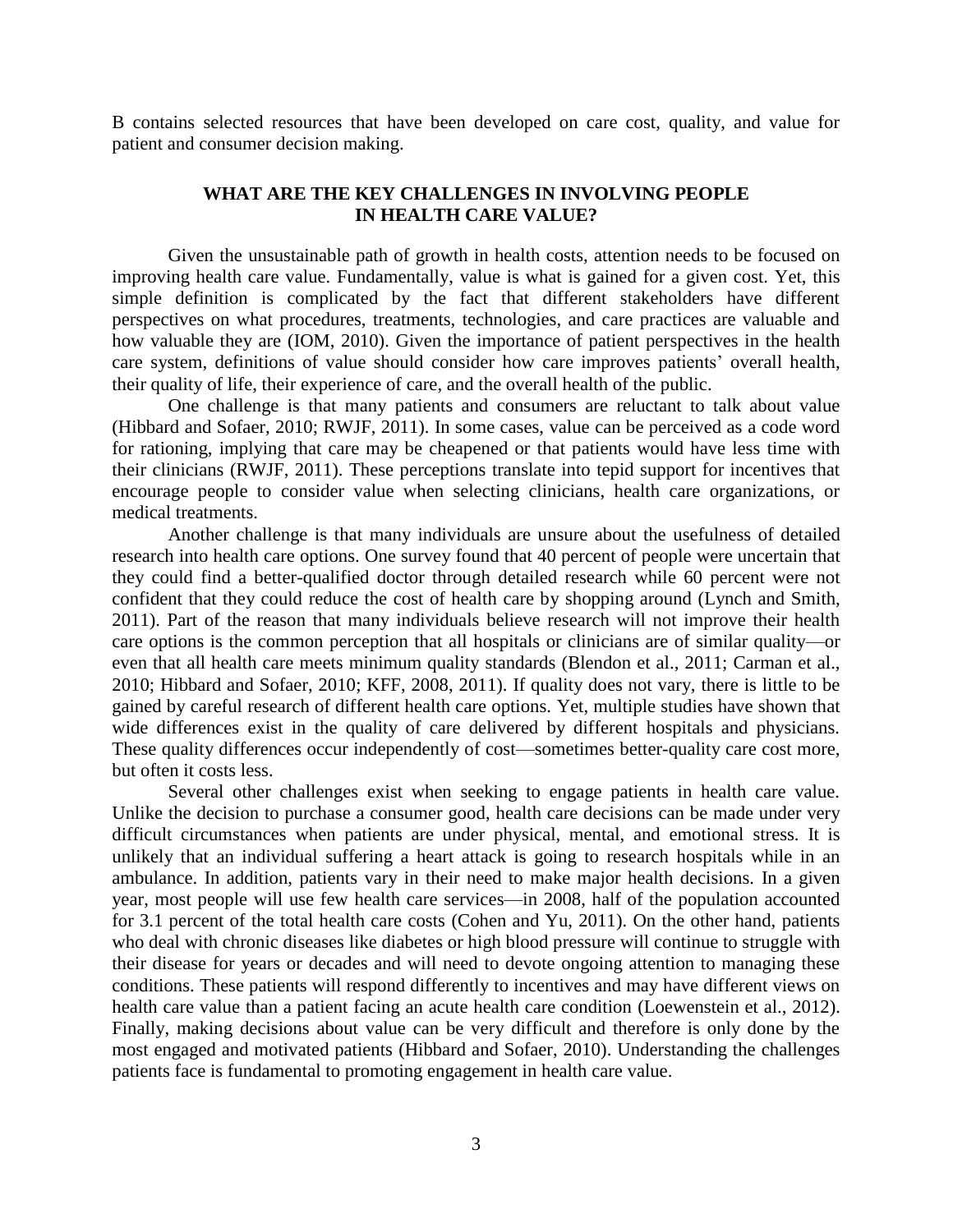B contains selected resources that have been developed on care cost, quality, and value for patient and consumer decision making.

## WHAT ARE THE KEY CHALLENGES IN INVOLVING PEOPLE IN HEALTH CARE VALUE?

Given the unsustainable path of growth in health costs, attention needs to be focused on improving health care value. Fundamentally, value is what is gained for a given cost. Yet, this simple definition is complicated by the fact that different stakeholders have different perspectives on what procedures, treatments, technologies, and care practices are valuable and how valuable they are (IOM, 2010). Given the importance of patient perspectives in the health care system, definitions of value should consider how care improves patients' overall health, their quality of life, their experience of care, and the overall health of the public.

One challenge is that many patients and consumers are reluctant to talk about value (Hibbard and Sofaer, 2010; RWJF, 2011). In some cases, value can be perceived as a code word for rationing, implying that care may be cheapened or that patients would have less time with their clinicians (RWJF, 2011). These perceptions translate into tepid support for incentives that encourage people to consider value when selecting clinicians, health care organizations, or medical treatments.

Another challenge is that many individuals are unsure about the usefulness of detailed research into health care options. One survey found that 40 percent of people were uncertain that they could find a better-qualified doctor through detailed research while 60 percent were not confident that they could reduce the cost of health care by shopping around (Lynch and Smith, 2011). Part of the reason that many individuals believe research will not improve their health care options is the common perception that all hospitals or clinicians are of similar quality—or even that all health care meets minimum quality standards (Blendon et al., 2011; Carman et al., 2010; Hibbard and Sofaer, 2010; KFF, 2008, 2011). If quality does not vary, there is little to be gained by careful research of different health care options. Yet, multiple studies have shown that wide differences exist in the quality of care delivered by different hospitals and physicians. These quality differences occur independently of cost—sometimes better-quality care cost more, but often it costs less.

Several other challenges exist when seeking to engage patients in health care value. Unlike the decision to purchase a consumer good, health care decisions can be made under very difficult circumstances when patients are under physical, mental, and emotional stress. It is unlikely that an individual suffering a heart attack is going to research hospitals while in an ambulance. In addition, patients vary in their need to make major health decisions. In a given year, most people will use few health care services—in 2008, half of the population accounted for 3.1 percent of the total health care costs (Cohen and Yu, 2011). On the other hand, patients who deal with chronic diseases like diabetes or high blood pressure will continue to struggle with their disease for years or decades and will need to devote ongoing attention to managing these conditions. These patients will respond differently to incentives and may have different views on health care value than a patient facing an acute health care condition (Loewenstein et al., 2012). Finally, making decisions about value can be very difficult and therefore is only done by the most engaged and motivated patients (Hibbard and Sofaer, 2010). Understanding the challenges patients face is fundamental to promoting engagement in health care value.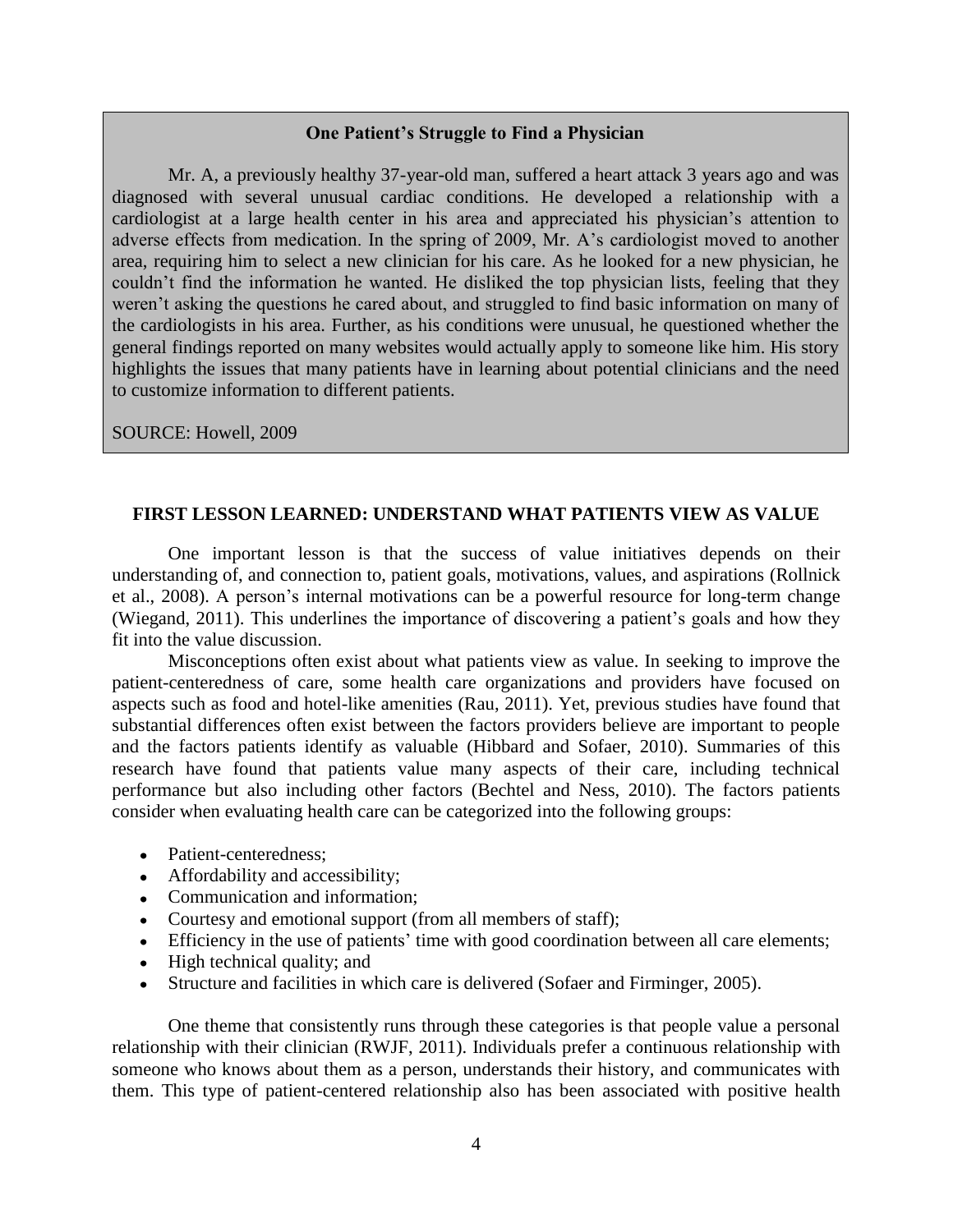**One Patient's Struggle to Find a Physician**

Mr. A, a previously healthy 37-year-old man, suffered a heart attack 3 years ago and was diagnosed with several unusual cardiac conditions. He developed a relationship with a cardiologist at a large health center in his area and appreciated his physician's attention to adverse effects from medication. In the spring of 2009, Mr. A's cardiologist moved to another area, requiring him to select a new clinician for his care. As he looked for a new physician, he couldn't find the information he wanted. He disliked the top physician lists, feeling that they weren't asking the questions he cared about, and struggled to find basic information on many of the cardiologists in his area. Further, as his conditions were unusual, he questioned whether the general findings reported on many websites would actually apply to someone like him. His story highlights the issues that many patients have in learning about potential clinicians and the need to customize information to different patients.

SOURCE: Howell, 2009

## FIRST LESSON LEARNED: UNDERSTAND WHAT PATIENTS VIEW AS VALUE

One important lesson is that the success of value initiatives depends on their understanding of, and connection to, patient goals, motivations, values, and aspirations (Rollnick et al., 2008). A person's internal motivations can be a powerful resource for long-term change (Wiegand, 2011). This underlines the importance of discovering a patient's goals and how they fit into the value discussion.

Misconceptions often exist about what patients view as value. In seeking to improve the patient-centeredness of care, some health care organizations and providers have focused on aspects such as food and hotel-like amenities (Rau, 2011). Yet, previous studies have found that substantial differences often exist between the factors providers believe are important to people and the factors patients identify as valuable (Hibbard and Sofaer, 2010). Summaries of this research have found that patients value many aspects of their care, including technical performance but also including other factors (Bechtel and Ness, 2010). The factors patients consider when evaluating health care can be categorized into the following groups:

- Patient-centeredness;
- Affordability and accessibility;
- Communication and information;
- Courtesy and emotional support (from all members of staff);
- Efficiency in the use of patients' time with good coordination between all care elements;
- High technical quality; and
- Structure and facilities in which care is delivered (Sofaer and Firminger, 2005).

One theme that consistently runs through these categories is that people value a personal relationship with their clinician (RWJF, 2011). Individuals prefer a continuous relationship with someone who knows about them as a person, understands their history, and communicates with them. This type of patient-centered relationship also has been associated with positive health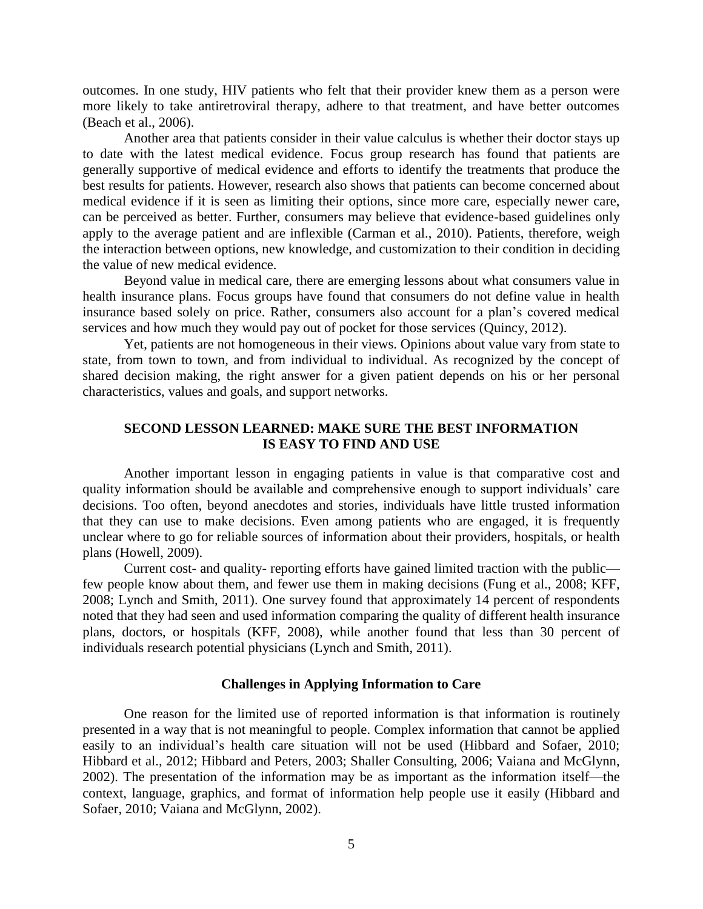outcomes. In one study, HIV patients who felt that their provider knew them as a person were more likely to take antiretroviral therapy, adhere to that treatment, and have better outcomes (Beach et al., 2006).

Another area that patients consider in their value calculus is whether their doctor stays up to date with the latest medical evidence. Focus group research has found that patients are generally supportive of medical evidence and efforts to identify the treatments that produce the best results for patients. However, research also shows that patients can become concerned about medical evidence if it is seen as limiting their options, since more care, especially newer care, can be perceived as better. Further, consumers may believe that evidence-based guidelines only apply to the average patient and are inflexible (Carman et al., 2010). Patients, therefore, weigh the interaction between options, new knowledge, and customization to their condition in deciding the value of new medical evidence.

Beyond value in medical care, there are emerging lessons about what consumers value in health insurance plans. Focus groups have found that consumers do not define value in health insurance based solely on price. Rather, consumers also account for a plan's covered medical services and how much they would pay out of pocket for those services (Quincy, 2012).

Yet, patients are not homogeneous in their views. Opinions about value vary from state to state, from town to town, and from individual to individual. As recognized by the concept of shared decision making, the right answer for a given patient depends on his or her personal characteristics, values and goals, and support networks.

## SECOND LESSON LEARNED: MAKE SURE THE BEST INFORMATION IS EASY TO FIND AND USE

Another important lesson in engaging patients in value is that comparative cost and quality information should be available and comprehensive enough to support individuals' care decisions. Too often, beyond anecdotes and stories, individuals have little trusted information that they can use to make decisions. Even among patients who are engaged, it is frequently unclear where to go for reliable sources of information about their providers, hospitals, or health plans (Howell, 2009).

Current cost- and quality- reporting efforts have gained limited traction with the public—few people know about them, and fewer use them in making decisions (Fung et al., 2008; KFF, 2008; Lynch and Smith, 2011). One survey found that approximately 14 percent of respondents noted that they had seen and used information comparing the quality of different health insurance plans, doctors, or hospitals (KFF, 2008), while another found that less than 30 percent of individuals research potential physicians (Lynch and Smith, 2011).

### Challenges in Applying Information to Care

One reason for the limited use of reported information is that information is routinely presented in a way that is not meaningful to people. Complex information that cannot be applied easily to an individual's health care situation will not be used (Hibbard and Sofaer, 2010; Hibbard et al., 2012; Hibbard and Peters, 2003; Shaller Consulting, 2006; Vaiana and McGlynn, 2002). The presentation of the information may be as important as the information itself—the context, language, graphics, and format of information help people use it easily (Hibbard and Sofaer, 2010; Vaiana and McGlynn, 2002).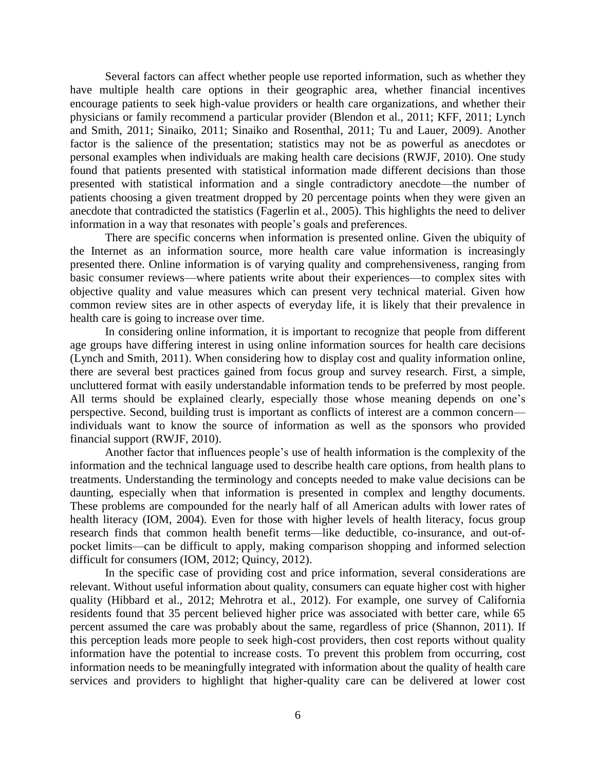Several factors can affect whether people use reported information, such as whether they have multiple health care options in their geographic area, whether financial incentives encourage patients to seek high-value providers or health care organizations, and whether their physicians or family recommend a particular provider (Blendon et al., 2011; KFF, 2011; Lynch and Smith, 2011; Sinaiko, 2011; Sinaiko and Rosenthal, 2011; Tu and Lauer, 2009). Another factor is the salience of the presentation; statistics may not be as powerful as anecdotes or personal examples when individuals are making health care decisions (RWJF, 2010). One study found that patients presented with statistical information made different decisions than those presented with statistical information and a single contradictory anecdote—the number of patients choosing a given treatment dropped by 20 percentage points when they were given an anecdote that contradicted the statistics (Fagerlin et al., 2005). This highlights the need to deliver information in a way that resonates with people's goals and preferences.

There are specific concerns when information is presented online. Given the ubiquity of the Internet as an information source, more health care value information is increasingly presented there. Online information is of varying quality and comprehensiveness, ranging from basic consumer reviews—where patients write about their experiences—to complex sites with objective quality and value measures which can present very technical material. Given how common review sites are in other aspects of everyday life, it is likely that their prevalence in health care is going to increase over time.

In considering online information, it is important to recognize that people from different age groups have differing interest in using online information sources for health care decisions (Lynch and Smith, 2011). When considering how to display cost and quality information online, there are several best practices gained from focus group and survey research. First, a simple, uncluttered format with easily understandable information tends to be preferred by most people. All terms should be explained clearly, especially those whose meaning depends on one's perspective. Second, building trust is important as conflicts of interest are a common concern—individuals want to know the source of information as well as the sponsors who provided financial support (RWJF, 2010).

Another factor that influences people's use of health information is the complexity of the information and the technical language used to describe health care options, from health plans to treatments. Understanding the terminology and concepts needed to make value decisions can be daunting, especially when that information is presented in complex and lengthy documents. These problems are compounded for the nearly half of all American adults with lower rates of health literacy (IOM, 2004). Even for those with higher levels of health literacy, focus group research finds that common health benefit terms—like deductible, co-insurance, and out-of-pocket limits—can be difficult to apply, making comparison shopping and informed selection difficult for consumers (IOM, 2012; Quincy, 2012).

In the specific case of providing cost and price information, several considerations are relevant. Without useful information about quality, consumers can equate higher cost with higher quality (Hibbard et al., 2012; Mehrotra et al., 2012). For example, one survey of California residents found that 35 percent believed higher price was associated with better care, while 65 percent assumed the care was probably about the same, regardless of price (Shannon, 2011). If this perception leads more people to seek high-cost providers, then cost reports without quality information have the potential to increase costs. To prevent this problem from occurring, cost information needs to be meaningfully integrated with information about the quality of health care services and providers to highlight that higher-quality care can be delivered at lower cost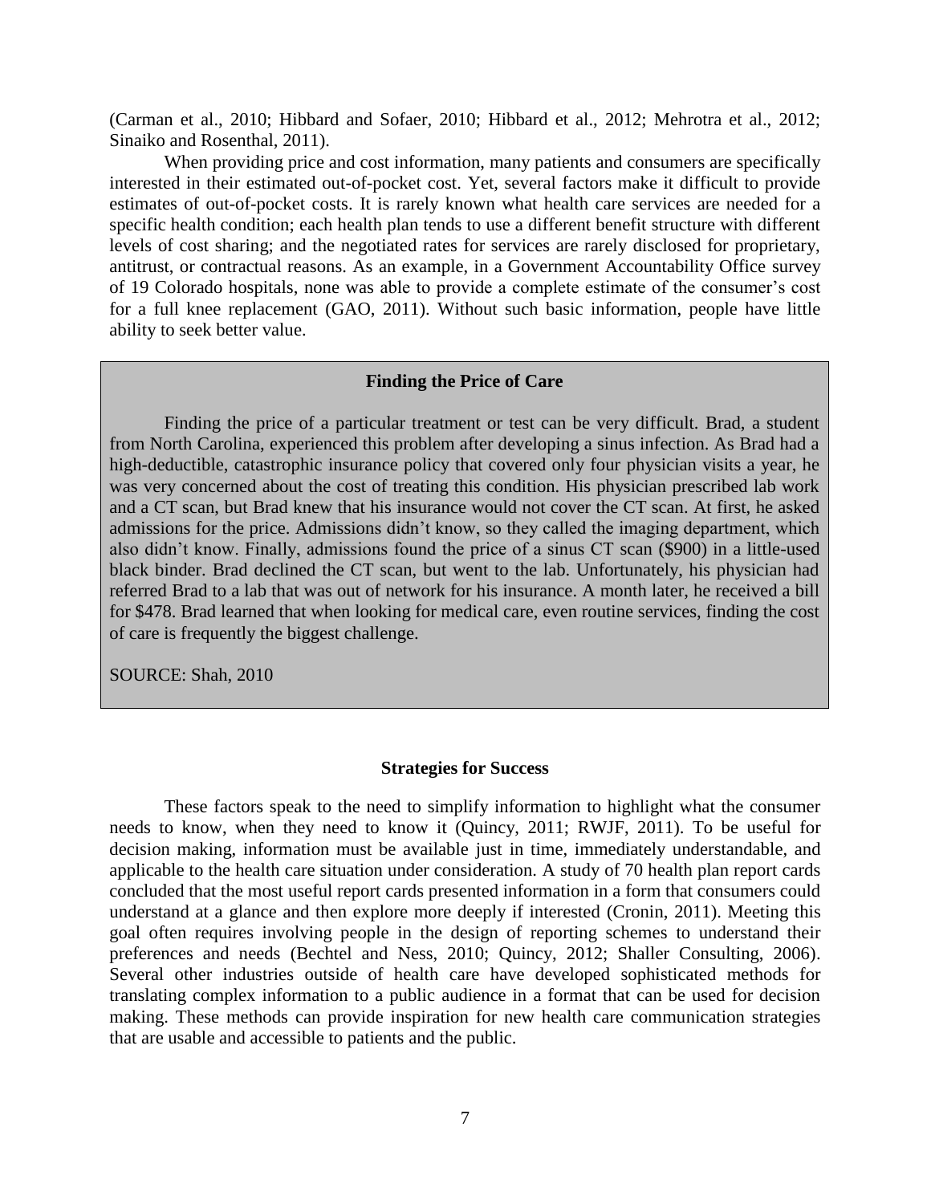(Carman et al., 2010; Hibbard and Sofaer, 2010; Hibbard et al., 2012; Mehrotra et al., 2012; Sinaiko and Rosenthal, 2011).

When providing price and cost information, many patients and consumers are specifically interested in their estimated out-of-pocket cost. Yet, several factors make it difficult to provide estimates of out-of-pocket costs. It is rarely known what health care services are needed for a specific health condition; each health plan tends to use a different benefit structure with different levels of cost sharing; and the negotiated rates for services are rarely disclosed for proprietary, antitrust, or contractual reasons. As an example, in a Government Accountability Office survey of 19 Colorado hospitals, none was able to provide a complete estimate of the consumer's cost for a full knee replacement (GAO, 2011). Without such basic information, people have little ability to seek better value.

> **Finding the Price of Care**
>
> Finding the price of a particular treatment or test can be very difficult. Brad, a student from North Carolina, experienced this problem after developing a sinus infection. As Brad had a high-deductible, catastrophic insurance policy that covered only four physician visits a year, he was very concerned about the cost of treating this condition. His physician prescribed lab work and a CT scan, but Brad knew that his insurance would not cover the CT scan. At first, he asked admissions for the price. Admissions didn't know, so they called the imaging department, which also didn't know. Finally, admissions found the price of a sinus CT scan ($900) in a little-used black binder. Brad declined the CT scan, but went to the lab. Unfortunately, his physician had referred Brad to a lab that was out of network for his insurance. A month later, he received a bill for $478. Brad learned that when looking for medical care, even routine services, finding the cost of care is frequently the biggest challenge.
>
> SOURCE: Shah, 2010

## Strategies for Success

These factors speak to the need to simplify information to highlight what the consumer needs to know, when they need to know it (Quincy, 2011; RWJF, 2011). To be useful for decision making, information must be available just in time, immediately understandable, and applicable to the health care situation under consideration. A study of 70 health plan report cards concluded that the most useful report cards presented information in a form that consumers could understand at a glance and then explore more deeply if interested (Cronin, 2011). Meeting this goal often requires involving people in the design of reporting schemes to understand their preferences and needs (Bechtel and Ness, 2010; Quincy, 2012; Shaller Consulting, 2006). Several other industries outside of health care have developed sophisticated methods for translating complex information to a public audience in a format that can be used for decision making. These methods can provide inspiration for new health care communication strategies that are usable and accessible to patients and the public.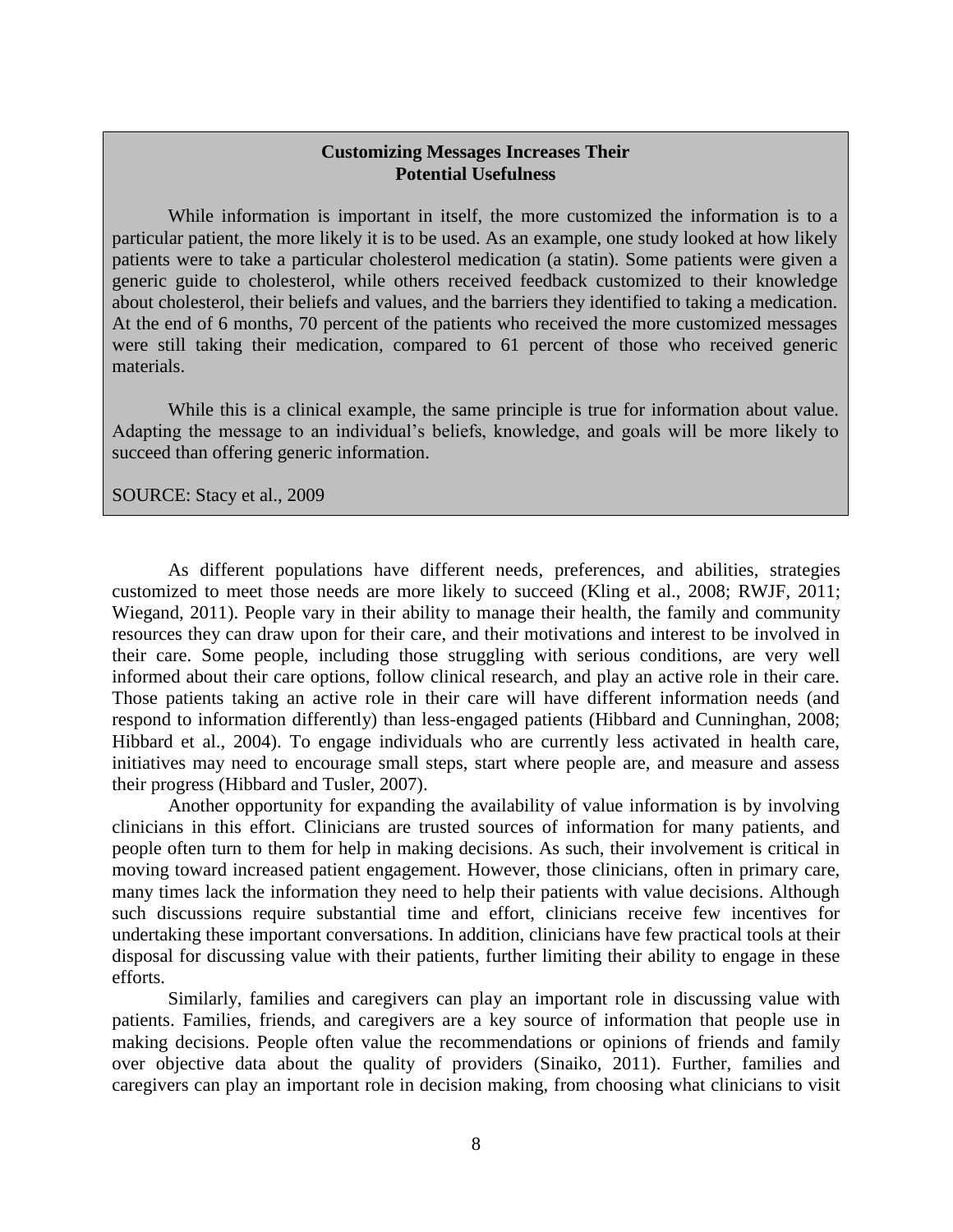> **Customizing Messages Increases Their Potential Usefulness**
>
> While information is important in itself, the more customized the information is to a particular patient, the more likely it is to be used. As an example, one study looked at how likely patients were to take a particular cholesterol medication (a statin). Some patients were given a generic guide to cholesterol, while others received feedback customized to their knowledge about cholesterol, their beliefs and values, and the barriers they identified to taking a medication. At the end of 6 months, 70 percent of the patients who received the more customized messages were still taking their medication, compared to 61 percent of those who received generic materials.
>
> While this is a clinical example, the same principle is true for information about value. Adapting the message to an individual's beliefs, knowledge, and goals will be more likely to succeed than offering generic information.
>
> SOURCE: Stacy et al., 2009

As different populations have different needs, preferences, and abilities, strategies customized to meet those needs are more likely to succeed (Kling et al., 2008; RWJF, 2011; Wiegand, 2011). People vary in their ability to manage their health, the family and community resources they can draw upon for their care, and their motivations and interest to be involved in their care. Some people, including those struggling with serious conditions, are very well informed about their care options, follow clinical research, and play an active role in their care. Those patients taking an active role in their care will have different information needs (and respond to information differently) than less-engaged patients (Hibbard and Cunninghan, 2008; Hibbard et al., 2004). To engage individuals who are currently less activated in health care, initiatives may need to encourage small steps, start where people are, and measure and assess their progress (Hibbard and Tusler, 2007).

Another opportunity for expanding the availability of value information is by involving clinicians in this effort. Clinicians are trusted sources of information for many patients, and people often turn to them for help in making decisions. As such, their involvement is critical in moving toward increased patient engagement. However, those clinicians, often in primary care, many times lack the information they need to help their patients with value decisions. Although such discussions require substantial time and effort, clinicians receive few incentives for undertaking these important conversations. In addition, clinicians have few practical tools at their disposal for discussing value with their patients, further limiting their ability to engage in these efforts.

Similarly, families and caregivers can play an important role in discussing value with patients. Families, friends, and caregivers are a key source of information that people use in making decisions. People often value the recommendations or opinions of friends and family over objective data about the quality of providers (Sinaiko, 2011). Further, families and caregivers can play an important role in decision making, from choosing what clinicians to visit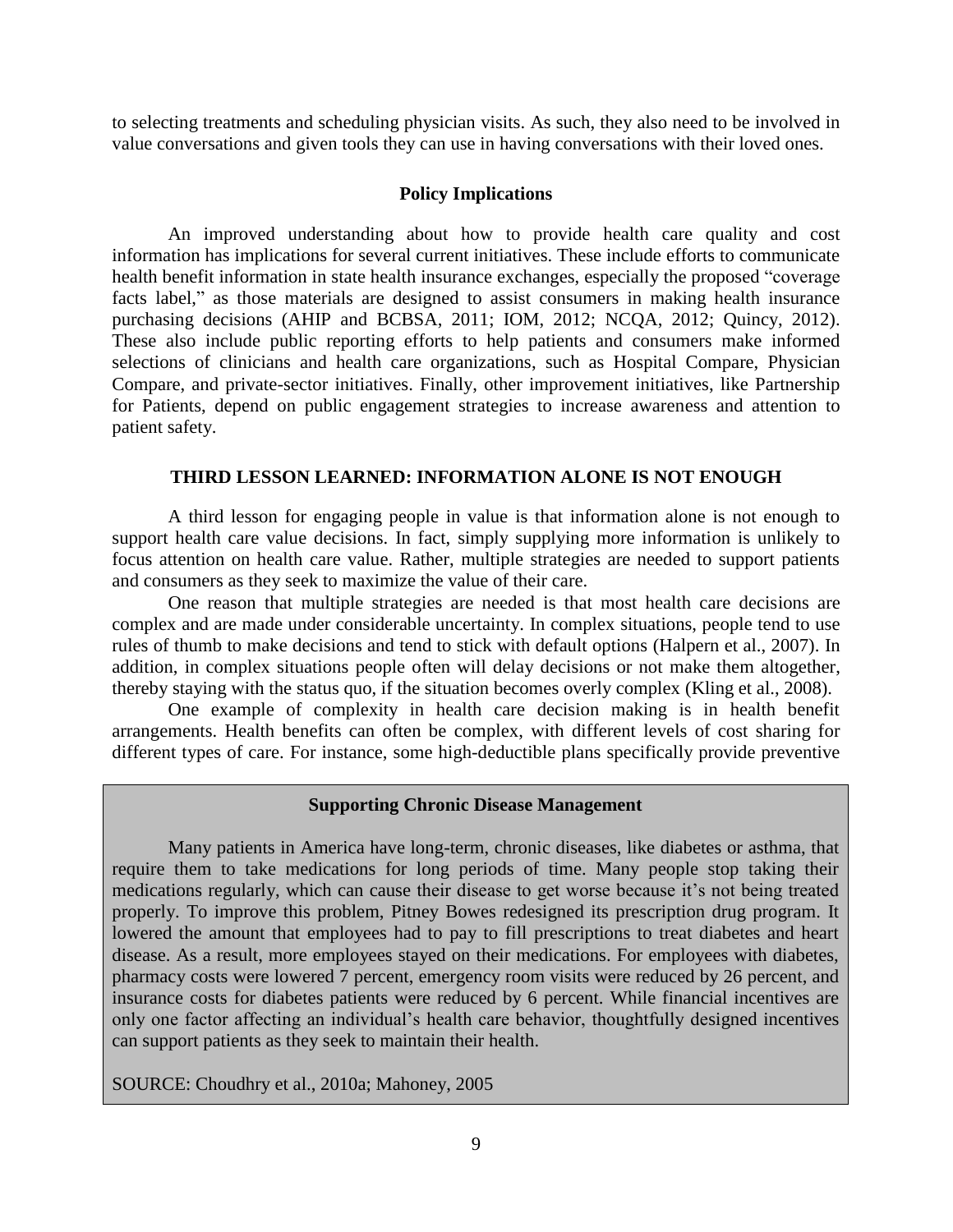to selecting treatments and scheduling physician visits. As such, they also need to be involved in value conversations and given tools they can use in having conversations with their loved ones.

### Policy Implications

An improved understanding about how to provide health care quality and cost information has implications for several current initiatives. These include efforts to communicate health benefit information in state health insurance exchanges, especially the proposed "coverage facts label," as those materials are designed to assist consumers in making health insurance purchasing decisions (AHIP and BCBSA, 2011; IOM, 2012; NCQA, 2012; Quincy, 2012). These also include public reporting efforts to help patients and consumers make informed selections of clinicians and health care organizations, such as Hospital Compare, Physician Compare, and private-sector initiatives. Finally, other improvement initiatives, like Partnership for Patients, depend on public engagement strategies to increase awareness and attention to patient safety.

## THIRD LESSON LEARNED: INFORMATION ALONE IS NOT ENOUGH

A third lesson for engaging people in value is that information alone is not enough to support health care value decisions. In fact, simply supplying more information is unlikely to focus attention on health care value. Rather, multiple strategies are needed to support patients and consumers as they seek to maximize the value of their care.

One reason that multiple strategies are needed is that most health care decisions are complex and are made under considerable uncertainty. In complex situations, people tend to use rules of thumb to make decisions and tend to stick with default options (Halpern et al., 2007). In addition, in complex situations people often will delay decisions or not make them altogether, thereby staying with the status quo, if the situation becomes overly complex (Kling et al., 2008).

One example of complexity in health care decision making is in health benefit arrangements. Health benefits can often be complex, with different levels of cost sharing for different types of care. For instance, some high-deductible plans specifically provide preventive

### Supporting Chronic Disease Management

Many patients in America have long-term, chronic diseases, like diabetes or asthma, that require them to take medications for long periods of time. Many people stop taking their medications regularly, which can cause their disease to get worse because it's not being treated properly. To improve this problem, Pitney Bowes redesigned its prescription drug program. It lowered the amount that employees had to pay to fill prescriptions to treat diabetes and heart disease. As a result, more employees stayed on their medications. For employees with diabetes, pharmacy costs were lowered 7 percent, emergency room visits were reduced by 26 percent, and insurance costs for diabetes patients were reduced by 6 percent. While financial incentives are only one factor affecting an individual's health care behavior, thoughtfully designed incentives can support patients as they seek to maintain their health.

SOURCE: Choudhry et al., 2010a; Mahoney, 2005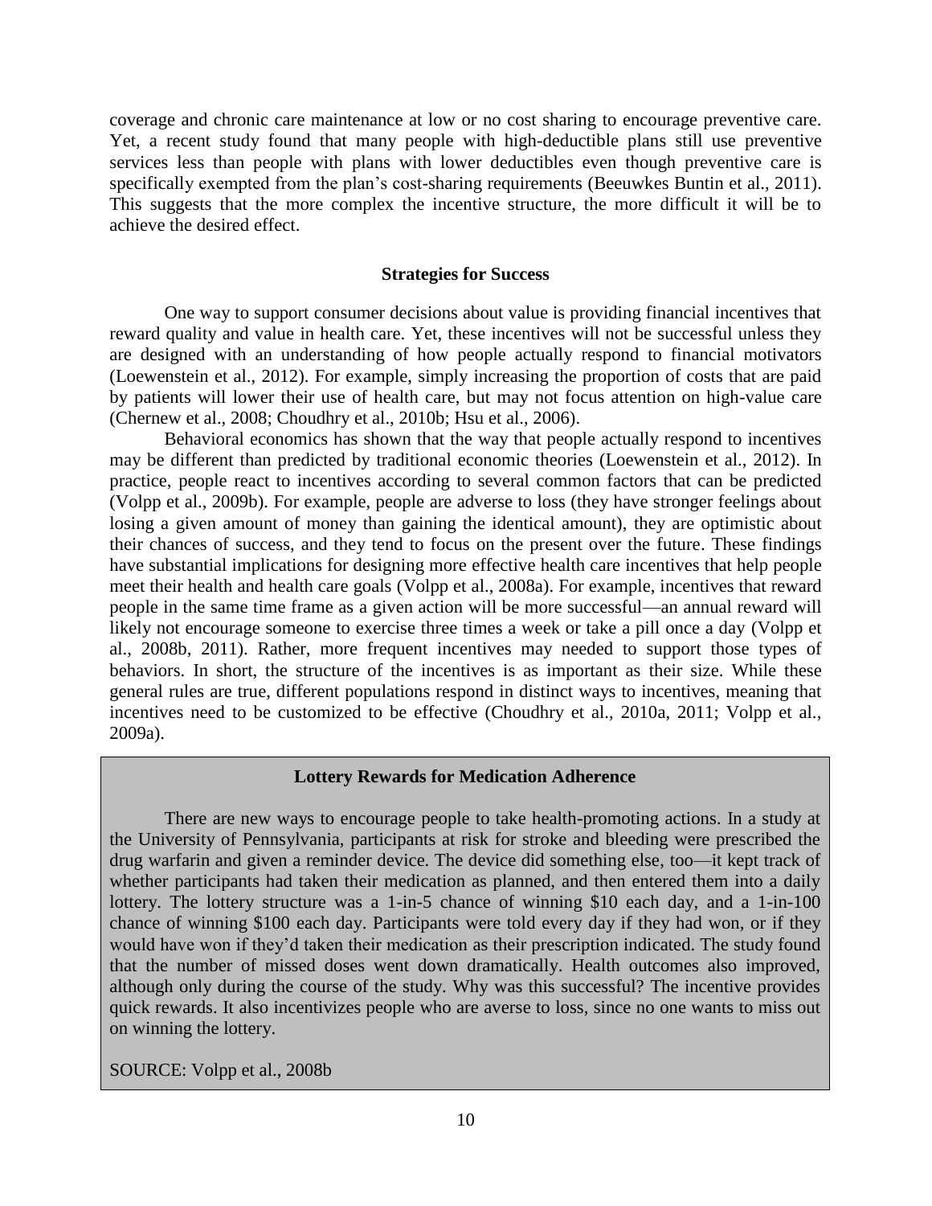coverage and chronic care maintenance at low or no cost sharing to encourage preventive care. Yet, a recent study found that many people with high-deductible plans still use preventive services less than people with plans with lower deductibles even though preventive care is specifically exempted from the plan's cost-sharing requirements (Beeuwkes Buntin et al., 2011). This suggests that the more complex the incentive structure, the more difficult it will be to achieve the desired effect.

### Strategies for Success

One way to support consumer decisions about value is providing financial incentives that reward quality and value in health care. Yet, these incentives will not be successful unless they are designed with an understanding of how people actually respond to financial motivators (Loewenstein et al., 2012). For example, simply increasing the proportion of costs that are paid by patients will lower their use of health care, but may not focus attention on high-value care (Chernew et al., 2008; Choudhry et al., 2010b; Hsu et al., 2006).

Behavioral economics has shown that the way that people actually respond to incentives may be different than predicted by traditional economic theories (Loewenstein et al., 2012). In practice, people react to incentives according to several common factors that can be predicted (Volpp et al., 2009b). For example, people are adverse to loss (they have stronger feelings about losing a given amount of money than gaining the identical amount), they are optimistic about their chances of success, and they tend to focus on the present over the future. These findings have substantial implications for designing more effective health care incentives that help people meet their health and health care goals (Volpp et al., 2008a). For example, incentives that reward people in the same time frame as a given action will be more successful—an annual reward will likely not encourage someone to exercise three times a week or take a pill once a day (Volpp et al., 2008b, 2011). Rather, more frequent incentives may needed to support those types of behaviors. In short, the structure of the incentives is as important as their size. While these general rules are true, different populations respond in distinct ways to incentives, meaning that incentives need to be customized to be effective (Choudhry et al., 2010a, 2011; Volpp et al., 2009a).

**Lottery Rewards for Medication Adherence**

There are new ways to encourage people to take health-promoting actions. In a study at the University of Pennsylvania, participants at risk for stroke and bleeding were prescribed the drug warfarin and given a reminder device. The device did something else, too—it kept track of whether participants had taken their medication as planned, and then entered them into a daily lottery. The lottery structure was a 1-in-5 chance of winning $10 each day, and a 1-in-100 chance of winning $100 each day. Participants were told every day if they had won, or if they would have won if they'd taken their medication as their prescription indicated. The study found that the number of missed doses went down dramatically. Health outcomes also improved, although only during the course of the study. Why was this successful? The incentive provides quick rewards. It also incentivizes people who are averse to loss, since no one wants to miss out on winning the lottery.

SOURCE: Volpp et al., 2008b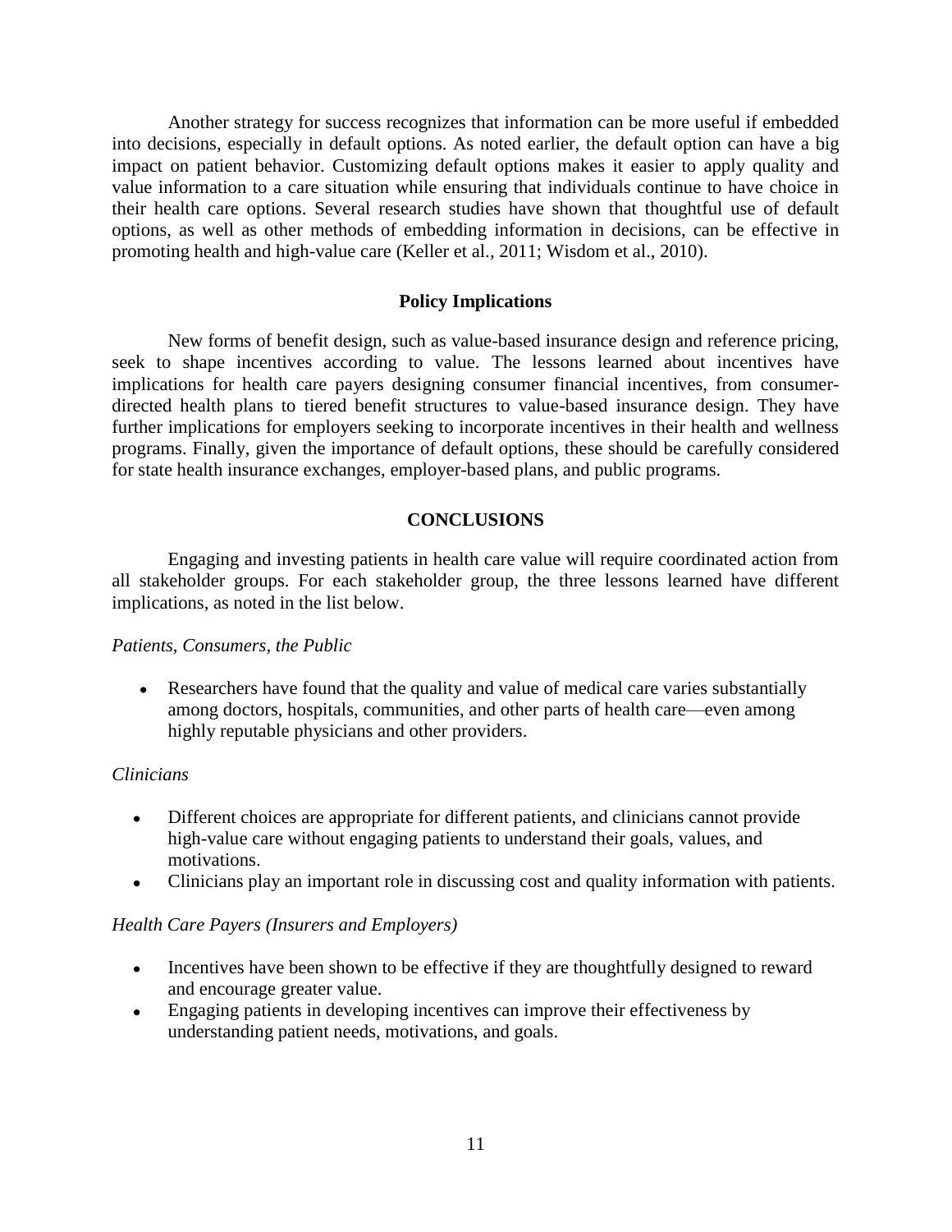Another strategy for success recognizes that information can be more useful if embedded into decisions, especially in default options. As noted earlier, the default option can have a big impact on patient behavior. Customizing default options makes it easier to apply quality and value information to a care situation while ensuring that individuals continue to have choice in their health care options. Several research studies have shown that thoughtful use of default options, as well as other methods of embedding information in decisions, can be effective in promoting health and high-value care (Keller et al., 2011; Wisdom et al., 2010).

### Policy Implications

New forms of benefit design, such as value-based insurance design and reference pricing, seek to shape incentives according to value. The lessons learned about incentives have implications for health care payers designing consumer financial incentives, from consumer-directed health plans to tiered benefit structures to value-based insurance design. They have further implications for employers seeking to incorporate incentives in their health and wellness programs. Finally, given the importance of default options, these should be carefully considered for state health insurance exchanges, employer-based plans, and public programs.

## CONCLUSIONS

Engaging and investing patients in health care value will require coordinated action from all stakeholder groups. For each stakeholder group, the three lessons learned have different implications, as noted in the list below.

*Patients, Consumers, the Public*

- Researchers have found that the quality and value of medical care varies substantially among doctors, hospitals, communities, and other parts of health care—even among highly reputable physicians and other providers.

*Clinicians*

- Different choices are appropriate for different patients, and clinicians cannot provide high-value care without engaging patients to understand their goals, values, and motivations.
- Clinicians play an important role in discussing cost and quality information with patients.

*Health Care Payers (Insurers and Employers)*

- Incentives have been shown to be effective if they are thoughtfully designed to reward and encourage greater value.
- Engaging patients in developing incentives can improve their effectiveness by understanding patient needs, motivations, and goals.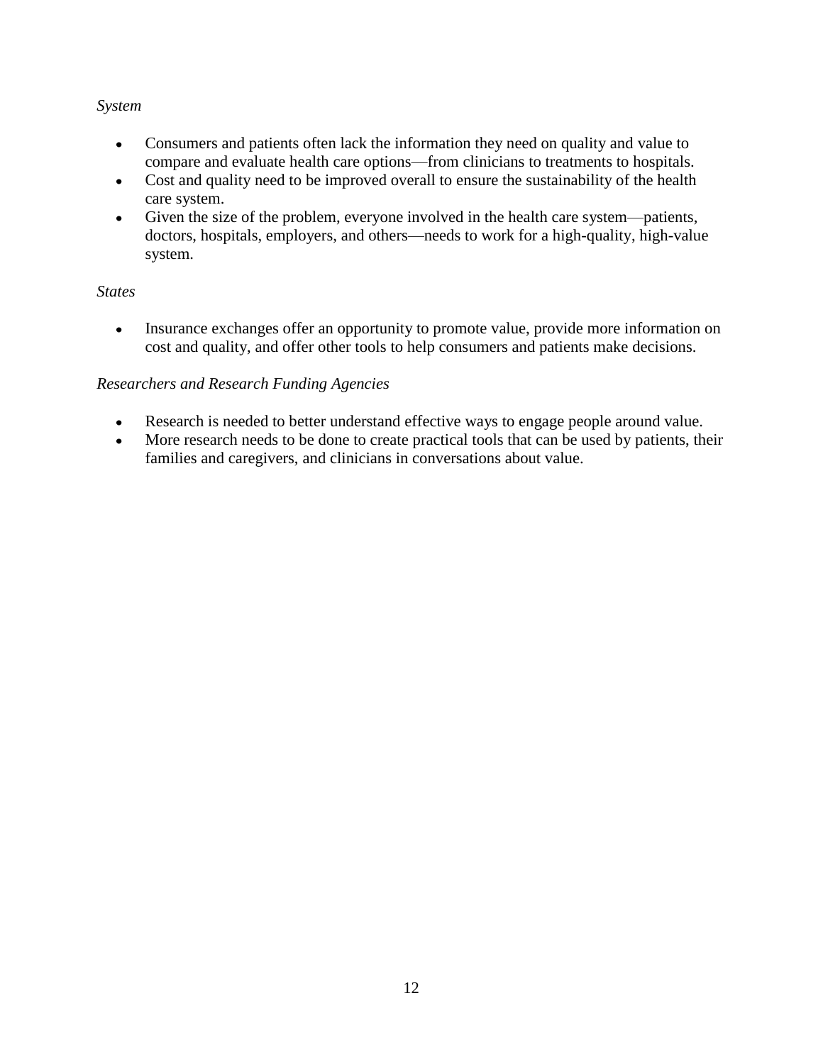*System*

- Consumers and patients often lack the information they need on quality and value to compare and evaluate health care options—from clinicians to treatments to hospitals.
- Cost and quality need to be improved overall to ensure the sustainability of the health care system.
- Given the size of the problem, everyone involved in the health care system—patients, doctors, hospitals, employers, and others—needs to work for a high-quality, high-value system.

*States*

- Insurance exchanges offer an opportunity to promote value, provide more information on cost and quality, and offer other tools to help consumers and patients make decisions.

*Researchers and Research Funding Agencies*

- Research is needed to better understand effective ways to engage people around value.
- More research needs to be done to create practical tools that can be used by patients, their families and caregivers, and clinicians in conversations about value.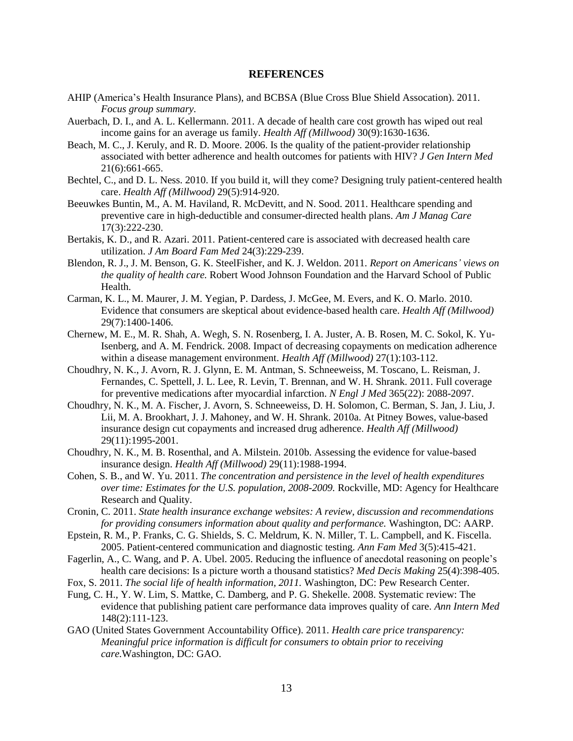## REFERENCES

AHIP (America's Health Insurance Plans), and BCBSA (Blue Cross Blue Shield Assocation). 2011. *Focus group summary*.

Auerbach, D. I., and A. L. Kellermann. 2011. A decade of health care cost growth has wiped out real income gains for an average us family. *Health Aff (Millwood)* 30(9):1630-1636.

Beach, M. C., J. Keruly, and R. D. Moore. 2006. Is the quality of the patient-provider relationship associated with better adherence and health outcomes for patients with HIV? *J Gen Intern Med* 21(6):661-665.

Bechtel, C., and D. L. Ness. 2010. If you build it, will they come? Designing truly patient-centered health care. *Health Aff (Millwood)* 29(5):914-920.

Beeuwkes Buntin, M., A. M. Haviland, R. McDevitt, and N. Sood. 2011. Healthcare spending and preventive care in high-deductible and consumer-directed health plans. *Am J Manag Care* 17(3):222-230.

Bertakis, K. D., and R. Azari. 2011. Patient-centered care is associated with decreased health care utilization. *J Am Board Fam Med* 24(3):229-239.

Blendon, R. J., J. M. Benson, G. K. SteelFisher, and K. J. Weldon. 2011. *Report on Americans' views on the quality of health care.* Robert Wood Johnson Foundation and the Harvard School of Public Health.

Carman, K. L., M. Maurer, J. M. Yegian, P. Dardess, J. McGee, M. Evers, and K. O. Marlo. 2010. Evidence that consumers are skeptical about evidence-based health care. *Health Aff (Millwood)* 29(7):1400-1406.

Chernew, M. E., M. R. Shah, A. Wegh, S. N. Rosenberg, I. A. Juster, A. B. Rosen, M. C. Sokol, K. Yu-Isenberg, and A. M. Fendrick. 2008. Impact of decreasing copayments on medication adherence within a disease management environment. *Health Aff (Millwood)* 27(1):103-112.

Choudhry, N. K., J. Avorn, R. J. Glynn, E. M. Antman, S. Schneeweiss, M. Toscano, L. Reisman, J. Fernandes, C. Spettell, J. L. Lee, R. Levin, T. Brennan, and W. H. Shrank. 2011. Full coverage for preventive medications after myocardial infarction. *N Engl J Med* 365(22): 2088-2097.

Choudhry, N. K., M. A. Fischer, J. Avorn, S. Schneeweiss, D. H. Solomon, C. Berman, S. Jan, J. Liu, J. Lii, M. A. Brookhart, J. J. Mahoney, and W. H. Shrank. 2010a. At Pitney Bowes, value-based insurance design cut copayments and increased drug adherence. *Health Aff (Millwood)* 29(11):1995-2001.

Choudhry, N. K., M. B. Rosenthal, and A. Milstein. 2010b. Assessing the evidence for value-based insurance design. *Health Aff (Millwood)* 29(11):1988-1994.

Cohen, S. B., and W. Yu. 2011. *The concentration and persistence in the level of health expenditures over time: Estimates for the U.S. population, 2008-2009.* Rockville, MD: Agency for Healthcare Research and Quality.

Cronin, C. 2011. *State health insurance exchange websites: A review, discussion and recommendations for providing consumers information about quality and performance.* Washington, DC: AARP.

Epstein, R. M., P. Franks, C. G. Shields, S. C. Meldrum, K. N. Miller, T. L. Campbell, and K. Fiscella. 2005. Patient-centered communication and diagnostic testing. *Ann Fam Med* 3(5):415-421.

Fagerlin, A., C. Wang, and P. A. Ubel. 2005. Reducing the influence of anecdotal reasoning on people's health care decisions: Is a picture worth a thousand statistics? *Med Decis Making* 25(4):398-405.

Fox, S. 2011. *The social life of health information, 2011.* Washington, DC: Pew Research Center.

Fung, C. H., Y. W. Lim, S. Mattke, C. Damberg, and P. G. Shekelle. 2008. Systematic review: The evidence that publishing patient care performance data improves quality of care. *Ann Intern Med* 148(2):111-123.

GAO (United States Government Accountability Office). 2011. *Health care price transparency: Meaningful price information is difficult for consumers to obtain prior to receiving care.*Washington, DC: GAO.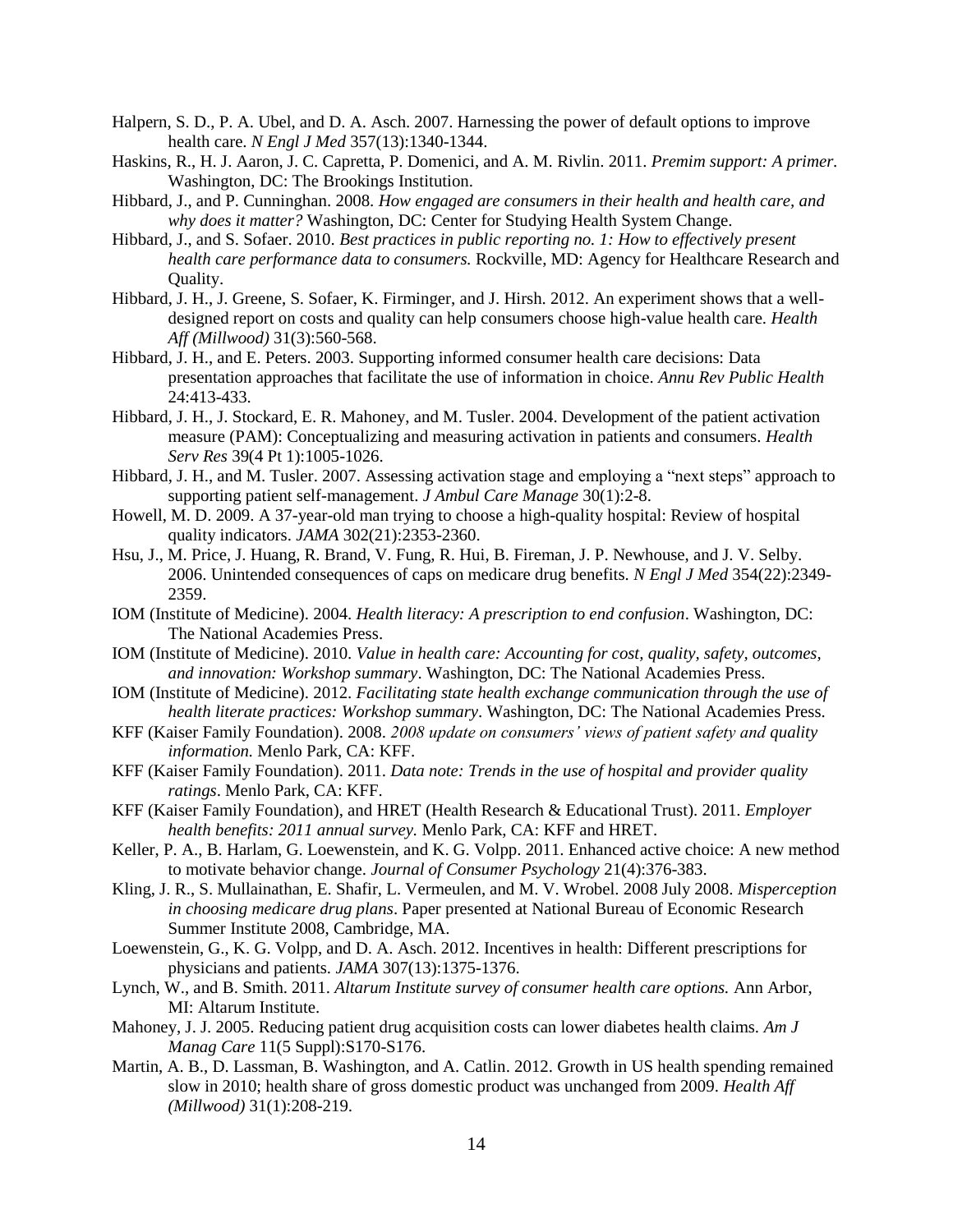Halpern, S. D., P. A. Ubel, and D. A. Asch. 2007. Harnessing the power of default options to improve health care. *N Engl J Med* 357(13):1340-1344.

Haskins, R., H. J. Aaron, J. C. Capretta, P. Domenici, and A. M. Rivlin. 2011. *Premim support: A primer.* Washington, DC: The Brookings Institution.

Hibbard, J., and P. Cunninghan. 2008. *How engaged are consumers in their health and health care, and why does it matter?* Washington, DC: Center for Studying Health System Change.

Hibbard, J., and S. Sofaer. 2010. *Best practices in public reporting no. 1: How to effectively present health care performance data to consumers.* Rockville, MD: Agency for Healthcare Research and Quality.

Hibbard, J. H., J. Greene, S. Sofaer, K. Firminger, and J. Hirsh. 2012. An experiment shows that a well-designed report on costs and quality can help consumers choose high-value health care. *Health Aff (Millwood)* 31(3):560-568.

Hibbard, J. H., and E. Peters. 2003. Supporting informed consumer health care decisions: Data presentation approaches that facilitate the use of information in choice. *Annu Rev Public Health* 24:413-433.

Hibbard, J. H., J. Stockard, E. R. Mahoney, and M. Tusler. 2004. Development of the patient activation measure (PAM): Conceptualizing and measuring activation in patients and consumers. *Health Serv Res* 39(4 Pt 1):1005-1026.

Hibbard, J. H., and M. Tusler. 2007. Assessing activation stage and employing a "next steps" approach to supporting patient self-management. *J Ambul Care Manage* 30(1):2-8.

Howell, M. D. 2009. A 37-year-old man trying to choose a high-quality hospital: Review of hospital quality indicators. *JAMA* 302(21):2353-2360.

Hsu, J., M. Price, J. Huang, R. Brand, V. Fung, R. Hui, B. Fireman, J. P. Newhouse, and J. V. Selby. 2006. Unintended consequences of caps on medicare drug benefits. *N Engl J Med* 354(22):2349-2359.

IOM (Institute of Medicine). 2004. *Health literacy: A prescription to end confusion*. Washington, DC: The National Academies Press.

IOM (Institute of Medicine). 2010. *Value in health care: Accounting for cost, quality, safety, outcomes, and innovation: Workshop summary*. Washington, DC: The National Academies Press.

IOM (Institute of Medicine). 2012. *Facilitating state health exchange communication through the use of health literate practices: Workshop summary*. Washington, DC: The National Academies Press.

KFF (Kaiser Family Foundation). 2008. *2008 update on consumers' views of patient safety and quality information.* Menlo Park, CA: KFF.

KFF (Kaiser Family Foundation). 2011. *Data note: Trends in the use of hospital and provider quality ratings*. Menlo Park, CA: KFF.

KFF (Kaiser Family Foundation), and HRET (Health Research & Educational Trust). 2011. *Employer health benefits: 2011 annual survey.* Menlo Park, CA: KFF and HRET.

Keller, P. A., B. Harlam, G. Loewenstein, and K. G. Volpp. 2011. Enhanced active choice: A new method to motivate behavior change. *Journal of Consumer Psychology* 21(4):376-383.

Kling, J. R., S. Mullainathan, E. Shafir, L. Vermeulen, and M. V. Wrobel. 2008 July 2008. *Misperception in choosing medicare drug plans*. Paper presented at National Bureau of Economic Research Summer Institute 2008, Cambridge, MA.

Loewenstein, G., K. G. Volpp, and D. A. Asch. 2012. Incentives in health: Different prescriptions for physicians and patients. *JAMA* 307(13):1375-1376.

Lynch, W., and B. Smith. 2011. *Altarum Institute survey of consumer health care options.* Ann Arbor, MI: Altarum Institute.

Mahoney, J. J. 2005. Reducing patient drug acquisition costs can lower diabetes health claims. *Am J Manag Care* 11(5 Suppl):S170-S176.

Martin, A. B., D. Lassman, B. Washington, and A. Catlin. 2012. Growth in US health spending remained slow in 2010; health share of gross domestic product was unchanged from 2009. *Health Aff (Millwood)* 31(1):208-219.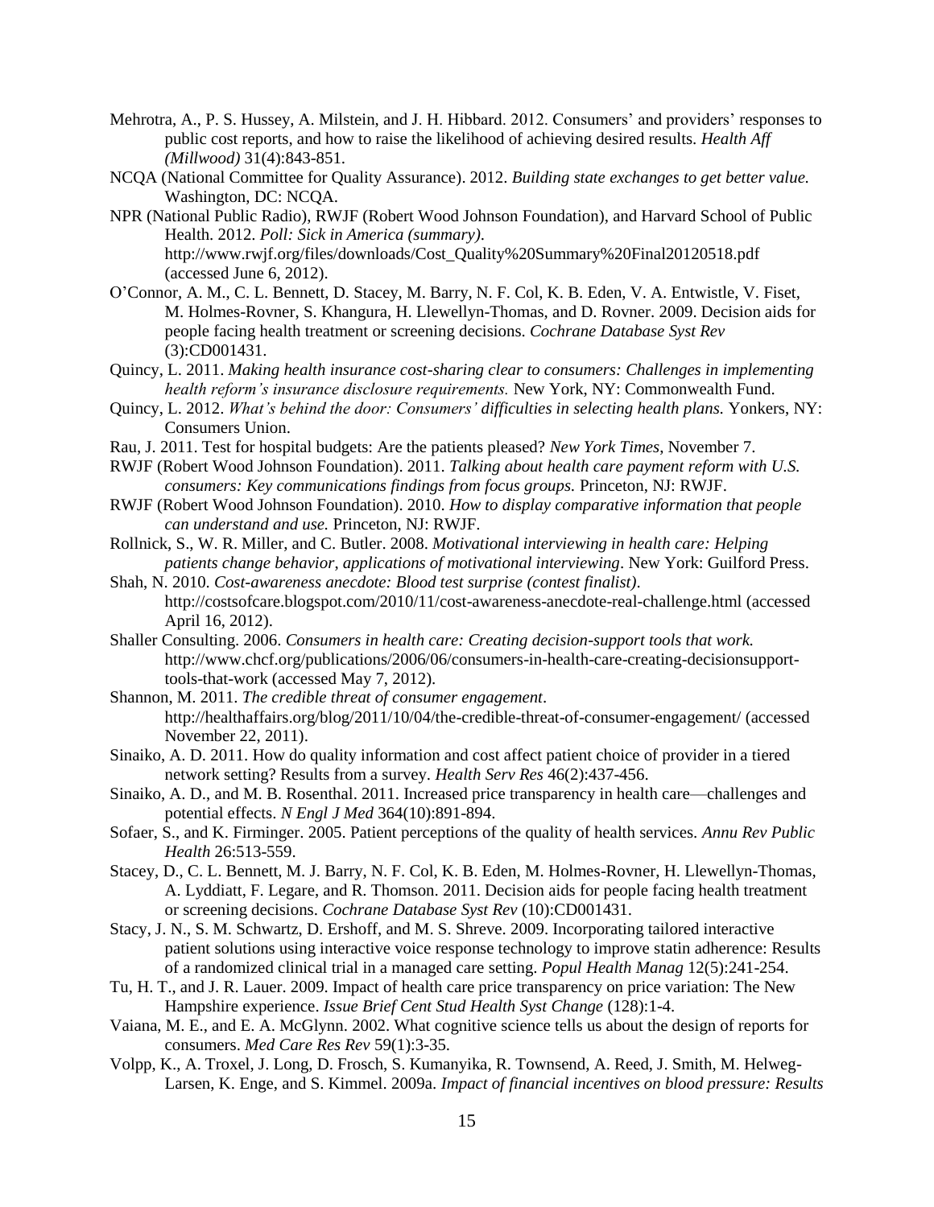Mehrotra, A., P. S. Hussey, A. Milstein, and J. H. Hibbard. 2012. Consumers' and providers' responses to public cost reports, and how to raise the likelihood of achieving desired results. *Health Aff (Millwood)* 31(4):843-851.

NCQA (National Committee for Quality Assurance). 2012. *Building state exchanges to get better value.* Washington, DC: NCQA.

NPR (National Public Radio), RWJF (Robert Wood Johnson Foundation), and Harvard School of Public Health. 2012. *Poll: Sick in America (summary).* http://www.rwjf.org/files/downloads/Cost_Quality%20Summary%20Final20120518.pdf (accessed June 6, 2012).

O'Connor, A. M., C. L. Bennett, D. Stacey, M. Barry, N. F. Col, K. B. Eden, V. A. Entwistle, V. Fiset, M. Holmes-Rovner, S. Khangura, H. Llewellyn-Thomas, and D. Rovner. 2009. Decision aids for people facing health treatment or screening decisions. *Cochrane Database Syst Rev* (3):CD001431.

Quincy, L. 2011. *Making health insurance cost-sharing clear to consumers: Challenges in implementing health reform's insurance disclosure requirements.* New York, NY: Commonwealth Fund.

Quincy, L. 2012. *What's behind the door: Consumers' difficulties in selecting health plans.* Yonkers, NY: Consumers Union.

Rau, J. 2011. Test for hospital budgets: Are the patients pleased? *New York Times*, November 7.

RWJF (Robert Wood Johnson Foundation). 2011. *Talking about health care payment reform with U.S. consumers: Key communications findings from focus groups.* Princeton, NJ: RWJF.

RWJF (Robert Wood Johnson Foundation). 2010. *How to display comparative information that people can understand and use.* Princeton, NJ: RWJF.

Rollnick, S., W. R. Miller, and C. Butler. 2008. *Motivational interviewing in health care: Helping patients change behavior, applications of motivational interviewing*. New York: Guilford Press.

Shah, N. 2010. *Cost-awareness anecdote: Blood test surprise (contest finalist)*. http://costsofcare.blogspot.com/2010/11/cost-awareness-anecdote-real-challenge.html (accessed April 16, 2012).

Shaller Consulting. 2006. *Consumers in health care: Creating decision-support tools that work.* http://www.chcf.org/publications/2006/06/consumers-in-health-care-creating-decisionsupport-tools-that-work (accessed May 7, 2012).

Shannon, M. 2011. *The credible threat of consumer engagement*. http://healthaffairs.org/blog/2011/10/04/the-credible-threat-of-consumer-engagement/ (accessed November 22, 2011).

Sinaiko, A. D. 2011. How do quality information and cost affect patient choice of provider in a tiered network setting? Results from a survey. *Health Serv Res* 46(2):437-456.

Sinaiko, A. D., and M. B. Rosenthal. 2011. Increased price transparency in health care—challenges and potential effects. *N Engl J Med* 364(10):891-894.

Sofaer, S., and K. Firminger. 2005. Patient perceptions of the quality of health services. *Annu Rev Public Health* 26:513-559.

Stacey, D., C. L. Bennett, M. J. Barry, N. F. Col, K. B. Eden, M. Holmes-Rovner, H. Llewellyn-Thomas, A. Lyddiatt, F. Legare, and R. Thomson. 2011. Decision aids for people facing health treatment or screening decisions. *Cochrane Database Syst Rev* (10):CD001431.

Stacy, J. N., S. M. Schwartz, D. Ershoff, and M. S. Shreve. 2009. Incorporating tailored interactive patient solutions using interactive voice response technology to improve statin adherence: Results of a randomized clinical trial in a managed care setting. *Popul Health Manag* 12(5):241-254.

Tu, H. T., and J. R. Lauer. 2009. Impact of health care price transparency on price variation: The New Hampshire experience. *Issue Brief Cent Stud Health Syst Change* (128):1-4.

Vaiana, M. E., and E. A. McGlynn. 2002. What cognitive science tells us about the design of reports for consumers. *Med Care Res Rev* 59(1):3-35.

Volpp, K., A. Troxel, J. Long, D. Frosch, S. Kumanyika, R. Townsend, A. Reed, J. Smith, M. Helweg-Larsen, K. Enge, and S. Kimmel. 2009a. *Impact of financial incentives on blood pressure: Results*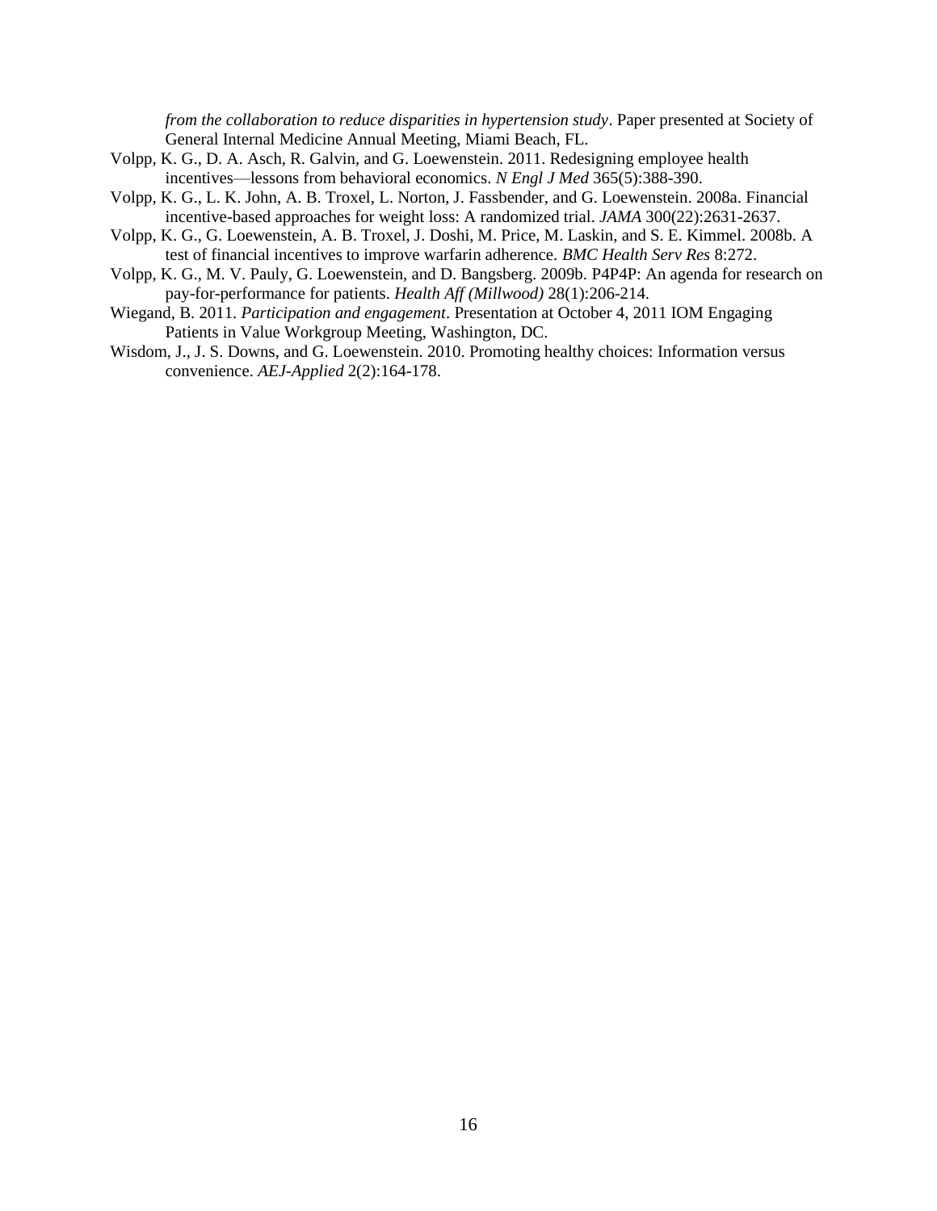*from the collaboration to reduce disparities in hypertension study*. Paper presented at Society of General Internal Medicine Annual Meeting, Miami Beach, FL.

Volpp, K. G., D. A. Asch, R. Galvin, and G. Loewenstein. 2011. Redesigning employee health incentives—lessons from behavioral economics. *N Engl J Med* 365(5):388-390.

Volpp, K. G., L. K. John, A. B. Troxel, L. Norton, J. Fassbender, and G. Loewenstein. 2008a. Financial incentive-based approaches for weight loss: A randomized trial. *JAMA* 300(22):2631-2637.

Volpp, K. G., G. Loewenstein, A. B. Troxel, J. Doshi, M. Price, M. Laskin, and S. E. Kimmel. 2008b. A test of financial incentives to improve warfarin adherence. *BMC Health Serv Res* 8:272.

Volpp, K. G., M. V. Pauly, G. Loewenstein, and D. Bangsberg. 2009b. P4P4P: An agenda for research on pay-for-performance for patients. *Health Aff (Millwood)* 28(1):206-214.

Wiegand, B. 2011. *Participation and engagement*. Presentation at October 4, 2011 IOM Engaging Patients in Value Workgroup Meeting, Washington, DC.

Wisdom, J., J. S. Downs, and G. Loewenstein. 2010. Promoting healthy choices: Information versus convenience. *AEJ-Applied* 2(2):164-178.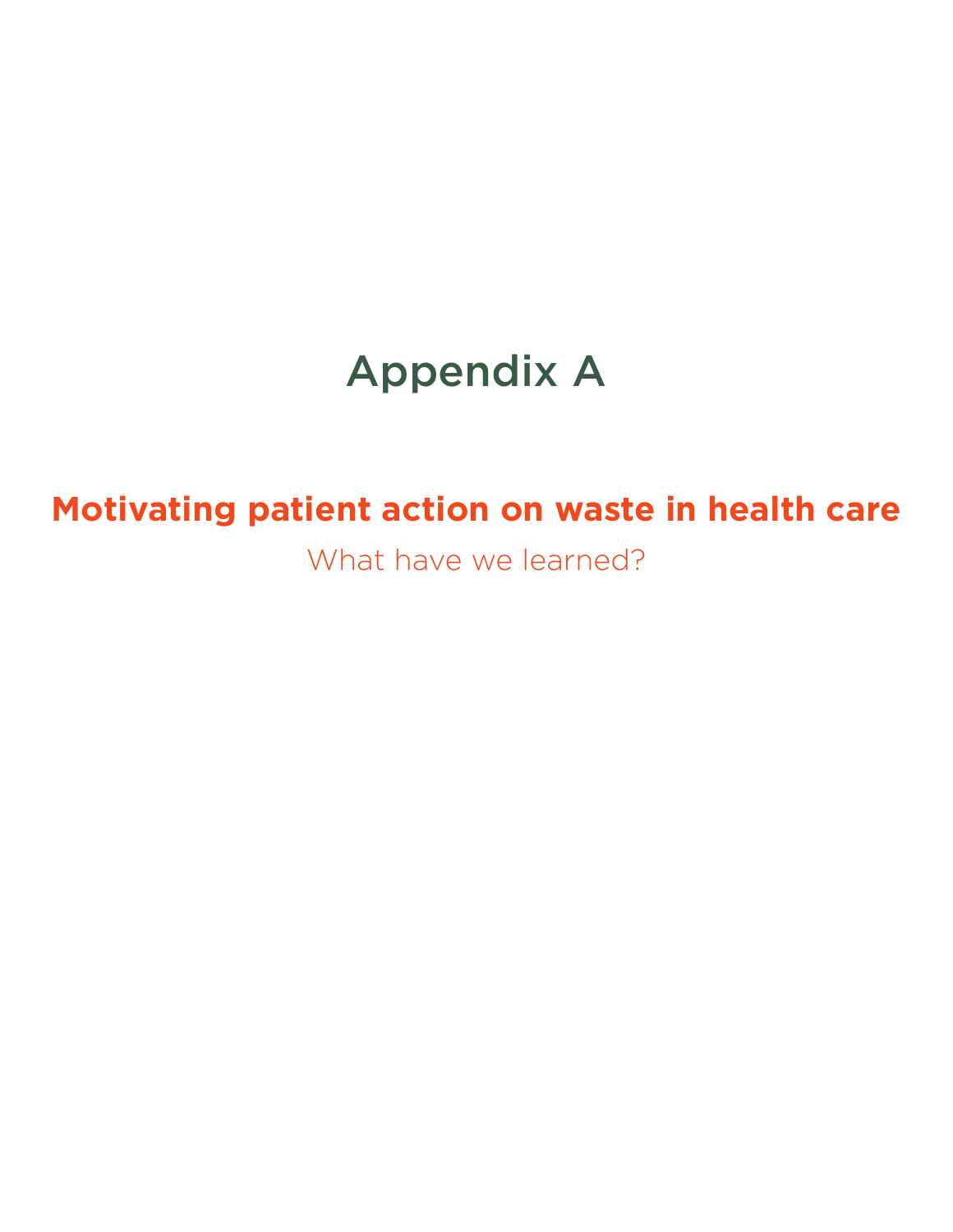# Appendix A

## Motivating patient action on waste in health care

What have we learned?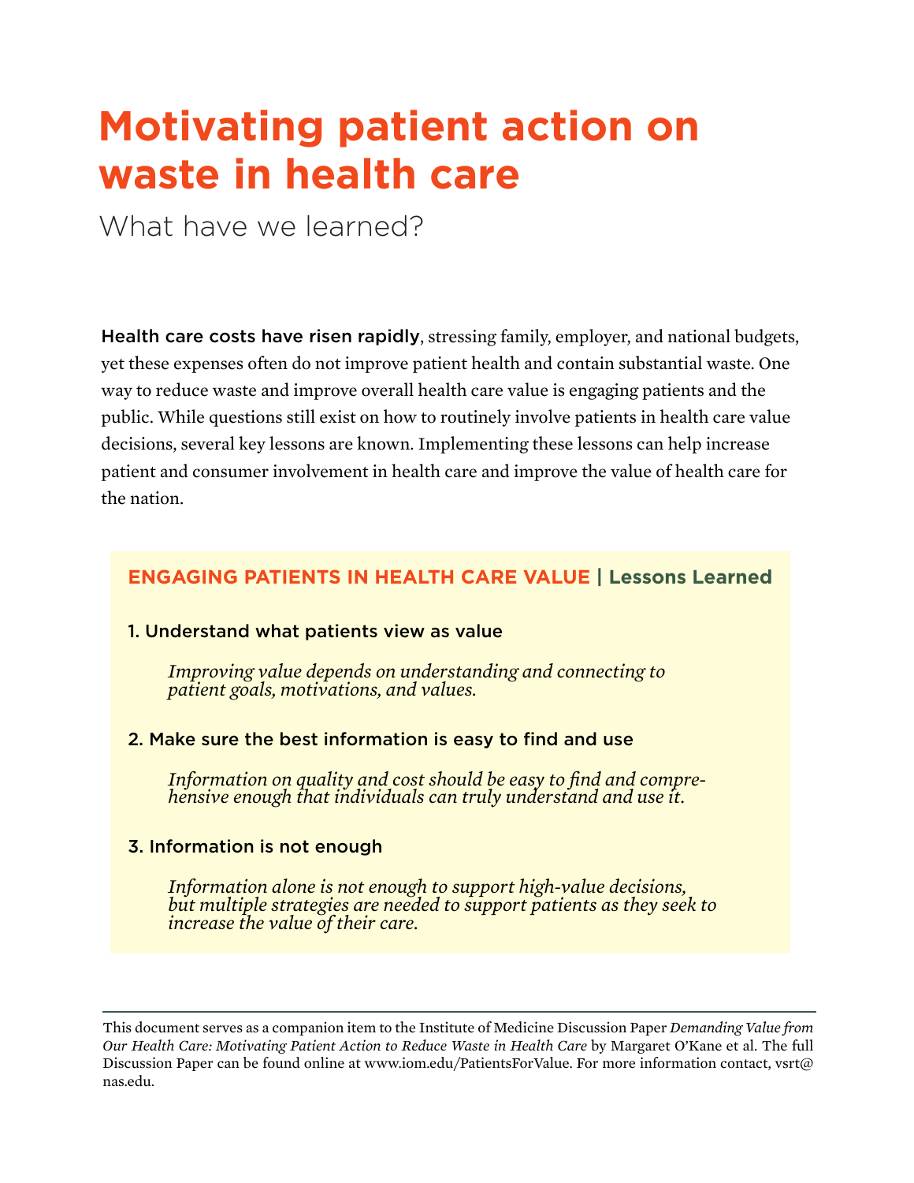# Motivating patient action on waste in health care

## What have we learned?

**Health care costs have risen rapidly**, stressing family, employer, and national budgets, yet these expenses often do not improve patient health and contain substantial waste. One way to reduce waste and improve overall health care value is engaging patients and the public. While questions still exist on how to routinely involve patients in health care value decisions, several key lessons are known. Implementing these lessons can help increase patient and consumer involvement in health care and improve the value of health care for the nation.

### ENGAGING PATIENTS IN HEALTH CARE VALUE | Lessons Learned

1. Understand what patients view as value

   *Improving value depends on understanding and connecting to patient goals, motivations, and values.*

2. Make sure the best information is easy to find and use

   *Information on quality and cost should be easy to find and comprehensive enough that individuals can truly understand and use it.*

3. Information is not enough

   *Information alone is not enough to support high-value decisions, but multiple strategies are needed to support patients as they seek to increase the value of their care.*

---

This document serves as a companion item to the Institute of Medicine Discussion Paper *Demanding Value from Our Health Care: Motivating Patient Action to Reduce Waste in Health Care* by Margaret O'Kane et al. The full Discussion Paper can be found online at www.iom.edu/PatientsForValue. For more information contact, vsrt@nas.edu.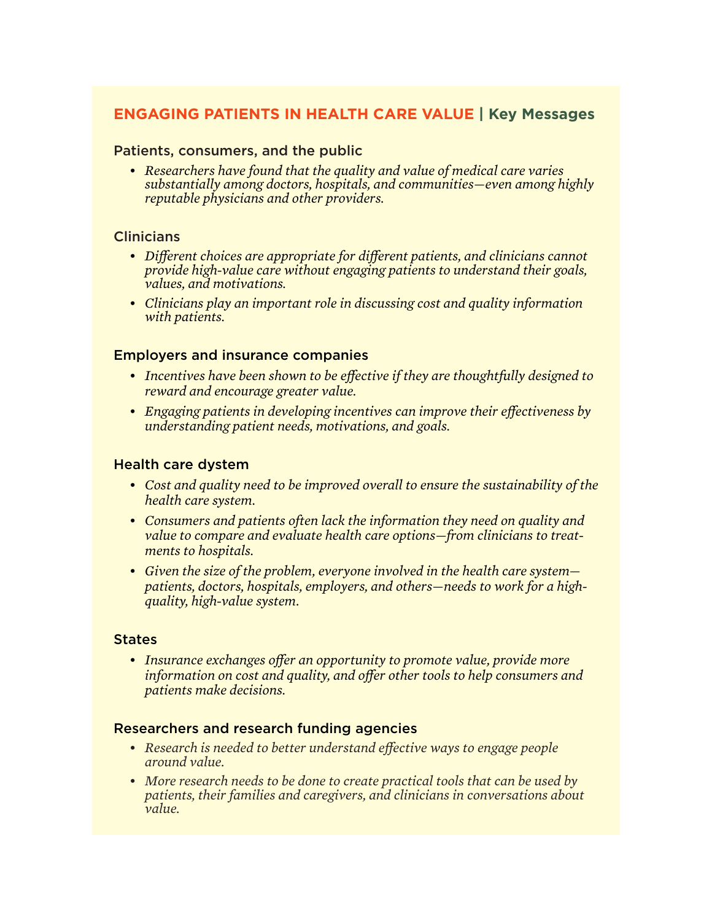## ENGAGING PATIENTS IN HEALTH CARE VALUE | Key Messages

### Patients, consumers, and the public

- *Researchers have found that the quality and value of medical care varies substantially among doctors, hospitals, and communities—even among highly reputable physicians and other providers.*

### Clinicians

- *Different choices are appropriate for different patients, and clinicians cannot provide high-value care without engaging patients to understand their goals, values, and motivations.*
- *Clinicians play an important role in discussing cost and quality information with patients.*

### Employers and insurance companies

- *Incentives have been shown to be effective if they are thoughtfully designed to reward and encourage greater value.*
- *Engaging patients in developing incentives can improve their effectiveness by understanding patient needs, motivations, and goals.*

### Health care dystem

- *Cost and quality need to be improved overall to ensure the sustainability of the health care system.*
- *Consumers and patients often lack the information they need on quality and value to compare and evaluate health care options—from clinicians to treatments to hospitals.*
- *Given the size of the problem, everyone involved in the health care system—patients, doctors, hospitals, employers, and others—needs to work for a high-quality, high-value system.*

### States

- *Insurance exchanges offer an opportunity to promote value, provide more information on cost and quality, and offer other tools to help consumers and patients make decisions.*

### Researchers and research funding agencies

- *Research is needed to better understand effective ways to engage people around value.*
- *More research needs to be done to create practical tools that can be used by patients, their families and caregivers, and clinicians in conversations about value.*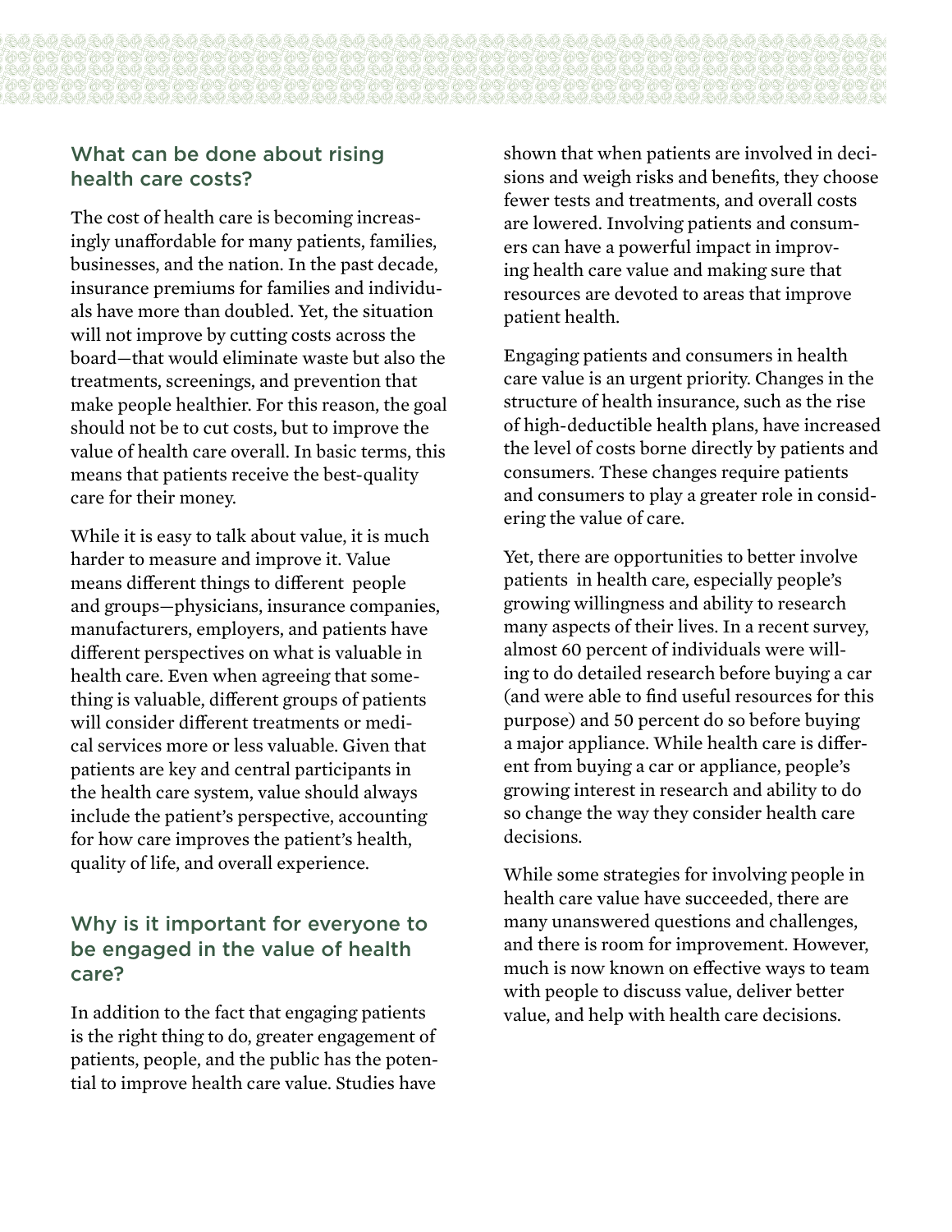## What can be done about rising health care costs?

The cost of health care is becoming increasingly unaffordable for many patients, families, businesses, and the nation. In the past decade, insurance premiums for families and individuals have more than doubled. Yet, the situation will not improve by cutting costs across the board—that would eliminate waste but also the treatments, screenings, and prevention that make people healthier. For this reason, the goal should not be to cut costs, but to improve the value of health care overall. In basic terms, this means that patients receive the best-quality care for their money.

While it is easy to talk about value, it is much harder to measure and improve it. Value means different things to different people and groups—physicians, insurance companies, manufacturers, employers, and patients have different perspectives on what is valuable in health care. Even when agreeing that something is valuable, different groups of patients will consider different treatments or medical services more or less valuable. Given that patients are key and central participants in the health care system, value should always include the patient's perspective, accounting for how care improves the patient's health, quality of life, and overall experience.

## Why is it important for everyone to be engaged in the value of health care?

In addition to the fact that engaging patients is the right thing to do, greater engagement of patients, people, and the public has the potential to improve health care value. Studies have shown that when patients are involved in decisions and weigh risks and benefits, they choose fewer tests and treatments, and overall costs are lowered. Involving patients and consumers can have a powerful impact in improving health care value and making sure that resources are devoted to areas that improve patient health.

Engaging patients and consumers in health care value is an urgent priority. Changes in the structure of health insurance, such as the rise of high-deductible health plans, have increased the level of costs borne directly by patients and consumers. These changes require patients and consumers to play a greater role in considering the value of care.

Yet, there are opportunities to better involve patients in health care, especially people's growing willingness and ability to research many aspects of their lives. In a recent survey, almost 60 percent of individuals were willing to do detailed research before buying a car (and were able to find useful resources for this purpose) and 50 percent do so before buying a major appliance. While health care is different from buying a car or appliance, people's growing interest in research and ability to do so change the way they consider health care decisions.

While some strategies for involving people in health care value have succeeded, there are many unanswered questions and challenges, and there is room for improvement. However, much is now known on effective ways to team with people to discuss value, deliver better value, and help with health care decisions.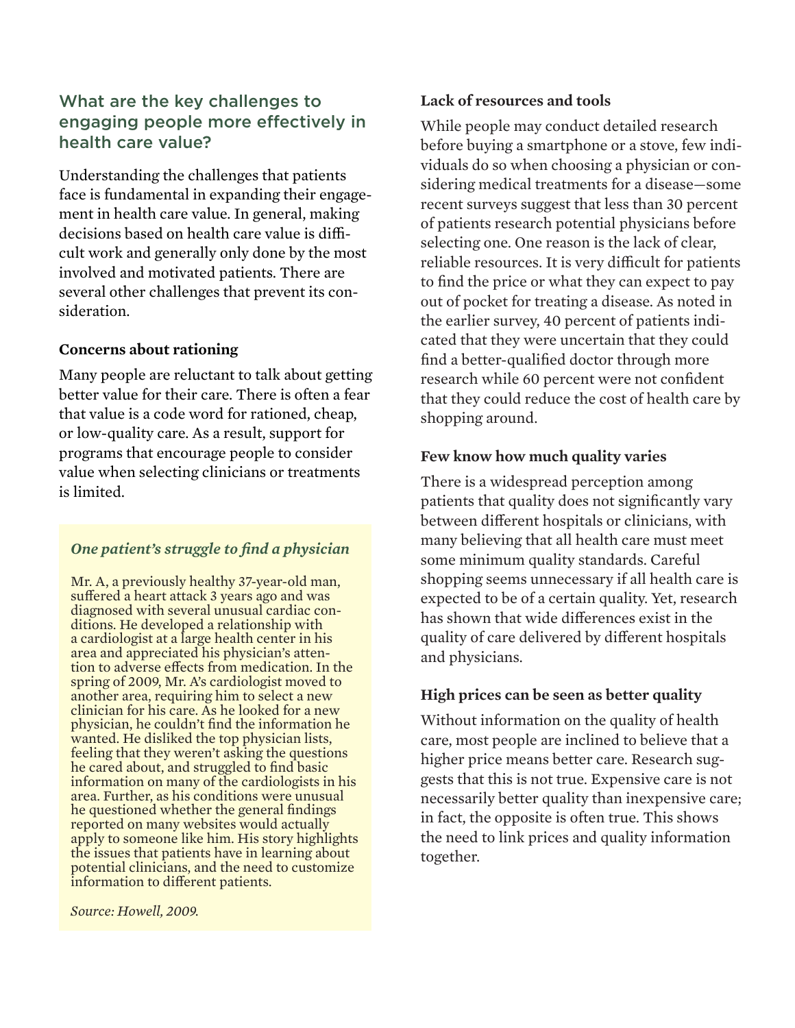## What are the key challenges to engaging people more effectively in health care value?

Understanding the challenges that patients face is fundamental in expanding their engagement in health care value. In general, making decisions based on health care value is difficult work and generally only done by the most involved and motivated patients. There are several other challenges that prevent its consideration.

### Concerns about rationing

Many people are reluctant to talk about getting better value for their care. There is often a fear that value is a code word for rationed, cheap, or low-quality care. As a result, support for programs that encourage people to consider value when selecting clinicians or treatments is limited.

> ***One patient's struggle to find a physician***
>
> Mr. A, a previously healthy 37-year-old man, suffered a heart attack 3 years ago and was diagnosed with several unusual cardiac conditions. He developed a relationship with a cardiologist at a large health center in his area and appreciated his physician's attention to adverse effects from medication. In the spring of 2009, Mr. A's cardiologist moved to another area, requiring him to select a new clinician for his care. As he looked for a new physician, he couldn't find the information he wanted. He disliked the top physician lists, feeling that they weren't asking the questions he cared about, and struggled to find basic information on many of the cardiologists in his area. Further, as his conditions were unusual he questioned whether the general findings reported on many websites would actually apply to someone like him. His story highlights the issues that patients have in learning about potential clinicians, and the need to customize information to different patients.
>
> *Source: Howell, 2009.*

### Lack of resources and tools

While people may conduct detailed research before buying a smartphone or a stove, few individuals do so when choosing a physician or considering medical treatments for a disease—some recent surveys suggest that less than 30 percent of patients research potential physicians before selecting one. One reason is the lack of clear, reliable resources. It is very difficult for patients to find the price or what they can expect to pay out of pocket for treating a disease. As noted in the earlier survey, 40 percent of patients indicated that they were uncertain that they could find a better-qualified doctor through more research while 60 percent were not confident that they could reduce the cost of health care by shopping around.

### Few know how much quality varies

There is a widespread perception among patients that quality does not significantly vary between different hospitals or clinicians, with many believing that all health care must meet some minimum quality standards. Careful shopping seems unnecessary if all health care is expected to be of a certain quality. Yet, research has shown that wide differences exist in the quality of care delivered by different hospitals and physicians.

### High prices can be seen as better quality

Without information on the quality of health care, most people are inclined to believe that a higher price means better care. Research suggests that this is not true. Expensive care is not necessarily better quality than inexpensive care; in fact, the opposite is often true. This shows the need to link prices and quality information together.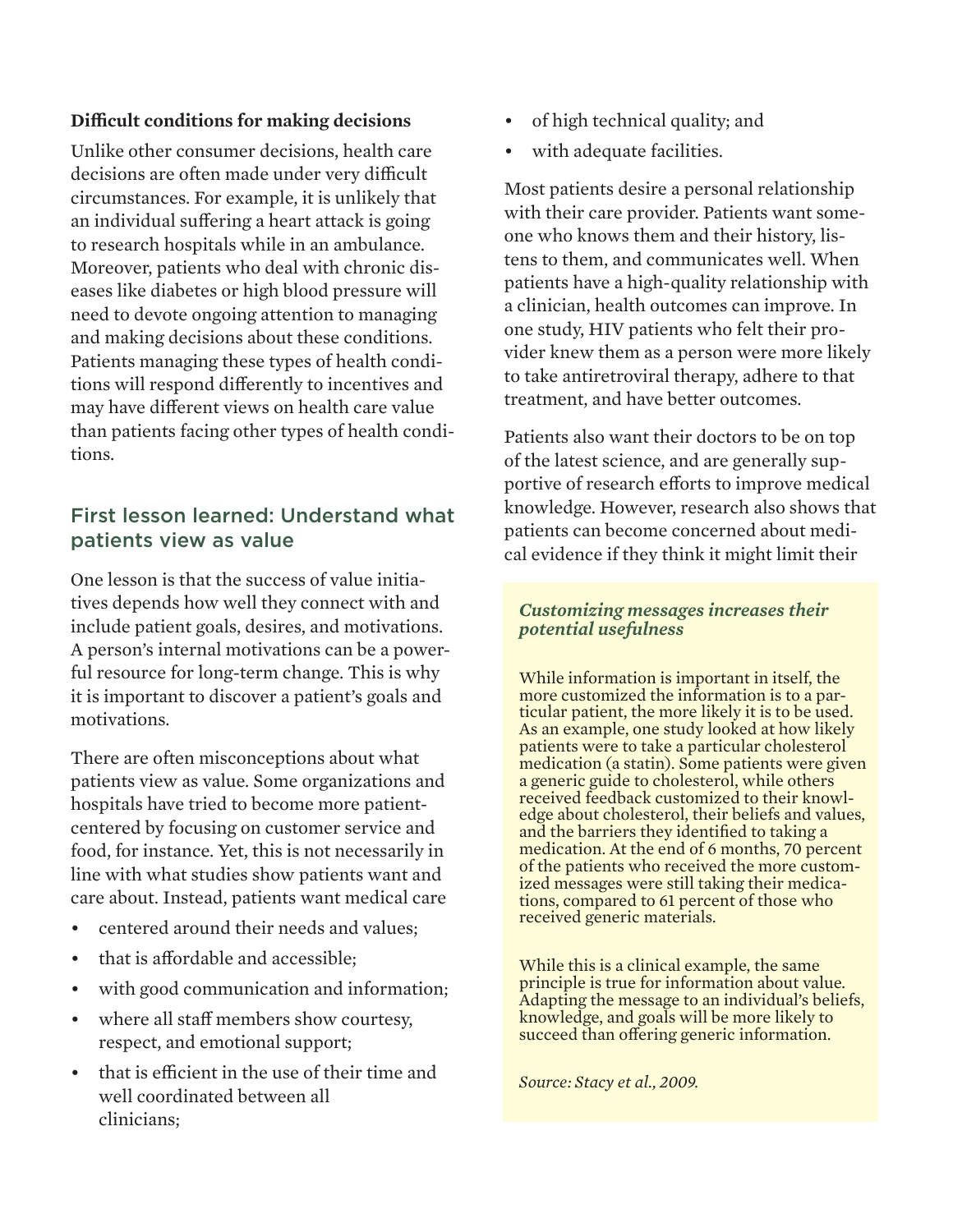**Difficult conditions for making decisions**

Unlike other consumer decisions, health care decisions are often made under very difficult circumstances. For example, it is unlikely that an individual suffering a heart attack is going to research hospitals while in an ambulance. Moreover, patients who deal with chronic diseases like diabetes or high blood pressure will need to devote ongoing attention to managing and making decisions about these conditions. Patients managing these types of health conditions will respond differently to incentives and may have different views on health care value than patients facing other types of health conditions.

## First lesson learned: Understand what patients view as value

One lesson is that the success of value initiatives depends how well they connect with and include patient goals, desires, and motivations. A person's internal motivations can be a powerful resource for long-term change. This is why it is important to discover a patient's goals and motivations.

There are often misconceptions about what patients view as value. Some organizations and hospitals have tried to become more patient-centered by focusing on customer service and food, for instance. Yet, this is not necessarily in line with what studies show patients want and care about. Instead, patients want medical care

- centered around their needs and values;
- that is affordable and accessible;
- with good communication and information;
- where all staff members show courtesy, respect, and emotional support;
- that is efficient in the use of their time and well coordinated between all clinicians;
- of high technical quality; and
- with adequate facilities.

Most patients desire a personal relationship with their care provider. Patients want someone who knows them and their history, listens to them, and communicates well. When patients have a high-quality relationship with a clinician, health outcomes can improve. In one study, HIV patients who felt their provider knew them as a person were more likely to take antiretroviral therapy, adhere to that treatment, and have better outcomes.

Patients also want their doctors to be on top of the latest science, and are generally supportive of research efforts to improve medical knowledge. However, research also shows that patients can become concerned about medical evidence if they think it might limit their

***Customizing messages increases their potential usefulness***

While information is important in itself, the more customized the information is to a particular patient, the more likely it is to be used. As an example, one study looked at how likely patients were to take a particular cholesterol medication (a statin). Some patients were given a generic guide to cholesterol, while others received feedback customized to their knowledge about cholesterol, their beliefs and values, and the barriers they identified to taking a medication. At the end of 6 months, 70 percent of the patients who received the more customized messages were still taking their medications, compared to 61 percent of those who received generic materials.

While this is a clinical example, the same principle is true for information about value. Adapting the message to an individual's beliefs, knowledge, and goals will be more likely to succeed than offering generic information.

*Source: Stacy et al., 2009.*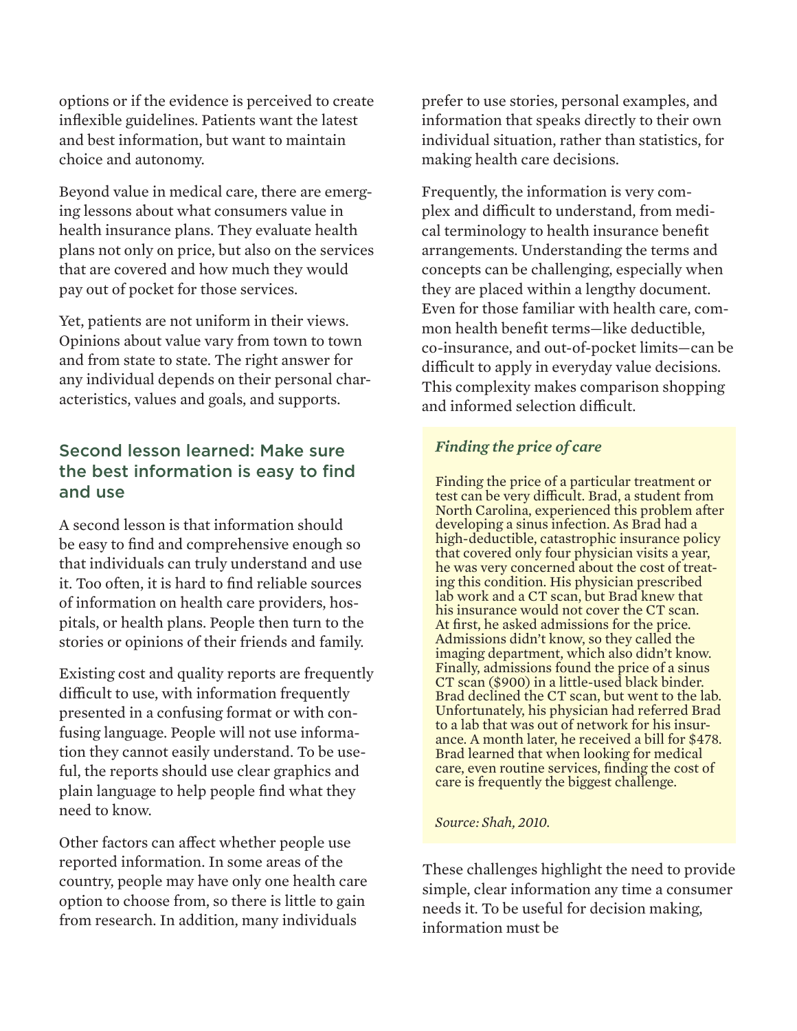options or if the evidence is perceived to create inflexible guidelines. Patients want the latest and best information, but want to maintain choice and autonomy.

Beyond value in medical care, there are emerging lessons about what consumers value in health insurance plans. They evaluate health plans not only on price, but also on the services that are covered and how much they would pay out of pocket for those services.

Yet, patients are not uniform in their views. Opinions about value vary from town to town and from state to state. The right answer for any individual depends on their personal characteristics, values and goals, and supports.

## Second lesson learned: Make sure the best information is easy to find and use

A second lesson is that information should be easy to find and comprehensive enough so that individuals can truly understand and use it. Too often, it is hard to find reliable sources of information on health care providers, hospitals, or health plans. People then turn to the stories or opinions of their friends and family.

Existing cost and quality reports are frequently difficult to use, with information frequently presented in a confusing format or with confusing language. People will not use information they cannot easily understand. To be useful, the reports should use clear graphics and plain language to help people find what they need to know.

Other factors can affect whether people use reported information. In some areas of the country, people may have only one health care option to choose from, so there is little to gain from research. In addition, many individuals prefer to use stories, personal examples, and information that speaks directly to their own individual situation, rather than statistics, for making health care decisions.

Frequently, the information is very complex and difficult to understand, from medical terminology to health insurance benefit arrangements. Understanding the terms and concepts can be challenging, especially when they are placed within a lengthy document. Even for those familiar with health care, common health benefit terms—like deductible, co-insurance, and out-of-pocket limits—can be difficult to apply in everyday value decisions. This complexity makes comparison shopping and informed selection difficult.

> ***Finding the price of care***
>
> Finding the price of a particular treatment or test can be very difficult. Brad, a student from North Carolina, experienced this problem after developing a sinus infection. As Brad had a high-deductible, catastrophic insurance policy that covered only four physician visits a year, he was very concerned about the cost of treating this condition. His physician prescribed lab work and a CT scan, but Brad knew that his insurance would not cover the CT scan. At first, he asked admissions for the price. Admissions didn't know, so they called the imaging department, which also didn't know. Finally, admissions found the price of a sinus CT scan ($900) in a little-used black binder. Brad declined the CT scan, but went to the lab. Unfortunately, his physician had referred Brad to a lab that was out of network for his insurance. A month later, he received a bill for $478. Brad learned that when looking for medical care, even routine services, finding the cost of care is frequently the biggest challenge.
>
> *Source: Shah, 2010.*

These challenges highlight the need to provide simple, clear information any time a consumer needs it. To be useful for decision making, information must be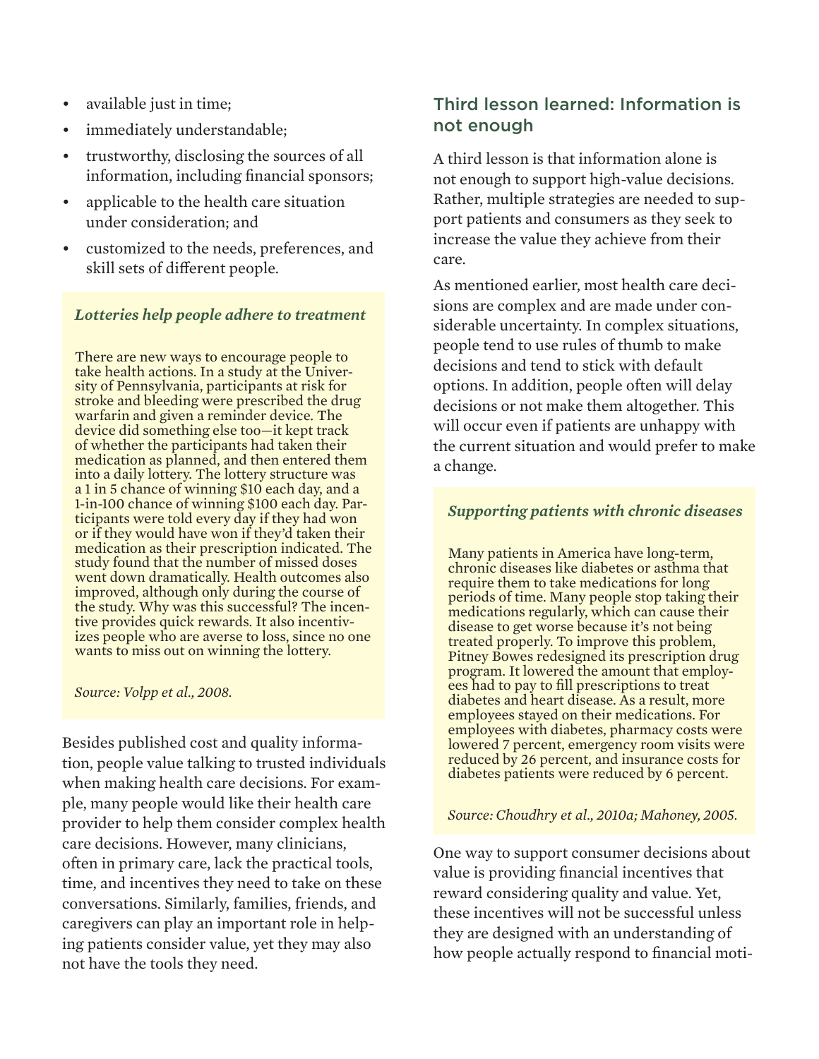- available just in time;
- immediately understandable;
- trustworthy, disclosing the sources of all information, including financial sponsors;
- applicable to the health care situation under consideration; and
- customized to the needs, preferences, and skill sets of different people.

> ***Lotteries help people adhere to treatment***
>
> There are new ways to encourage people to take health actions. In a study at the University of Pennsylvania, participants at risk for stroke and bleeding were prescribed the drug warfarin and given a reminder device. The device did something else too—it kept track of whether the participants had taken their medication as planned, and then entered them into a daily lottery. The lottery structure was a 1 in 5 chance of winning $10 each day, and a 1-in-100 chance of winning $100 each day. Participants were told every day if they had won or if they would have won if they'd taken their medication as their prescription indicated. The study found that the number of missed doses went down dramatically. Health outcomes also improved, although only during the course of the study. Why was this successful? The incentive provides quick rewards. It also incentivizes people who are averse to loss, since no one wants to miss out on winning the lottery.
>
> *Source: Volpp et al., 2008.*

Besides published cost and quality information, people value talking to trusted individuals when making health care decisions. For example, many people would like their health care provider to help them consider complex health care decisions. However, many clinicians, often in primary care, lack the practical tools, time, and incentives they need to take on these conversations. Similarly, families, friends, and caregivers can play an important role in helping patients consider value, yet they may also not have the tools they need.

## Third lesson learned: Information is not enough

A third lesson is that information alone is not enough to support high-value decisions. Rather, multiple strategies are needed to support patients and consumers as they seek to increase the value they achieve from their care.

As mentioned earlier, most health care decisions are complex and are made under considerable uncertainty. In complex situations, people tend to use rules of thumb to make decisions and tend to stick with default options. In addition, people often will delay decisions or not make them altogether. This will occur even if patients are unhappy with the current situation and would prefer to make a change.

> ***Supporting patients with chronic diseases***
>
> Many patients in America have long-term, chronic diseases like diabetes or asthma that require them to take medications for long periods of time. Many people stop taking their medications regularly, which can cause their disease to get worse because it's not being treated properly. To improve this problem, Pitney Bowes redesigned its prescription drug program. It lowered the amount that employees had to pay to fill prescriptions to treat diabetes and heart disease. As a result, more employees stayed on their medications. For employees with diabetes, pharmacy costs were lowered 7 percent, emergency room visits were reduced by 26 percent, and insurance costs for diabetes patients were reduced by 6 percent.
>
> *Source: Choudhry et al., 2010a; Mahoney, 2005.*

One way to support consumer decisions about value is providing financial incentives that reward considering quality and value. Yet, these incentives will not be successful unless they are designed with an understanding of how people actually respond to financial moti-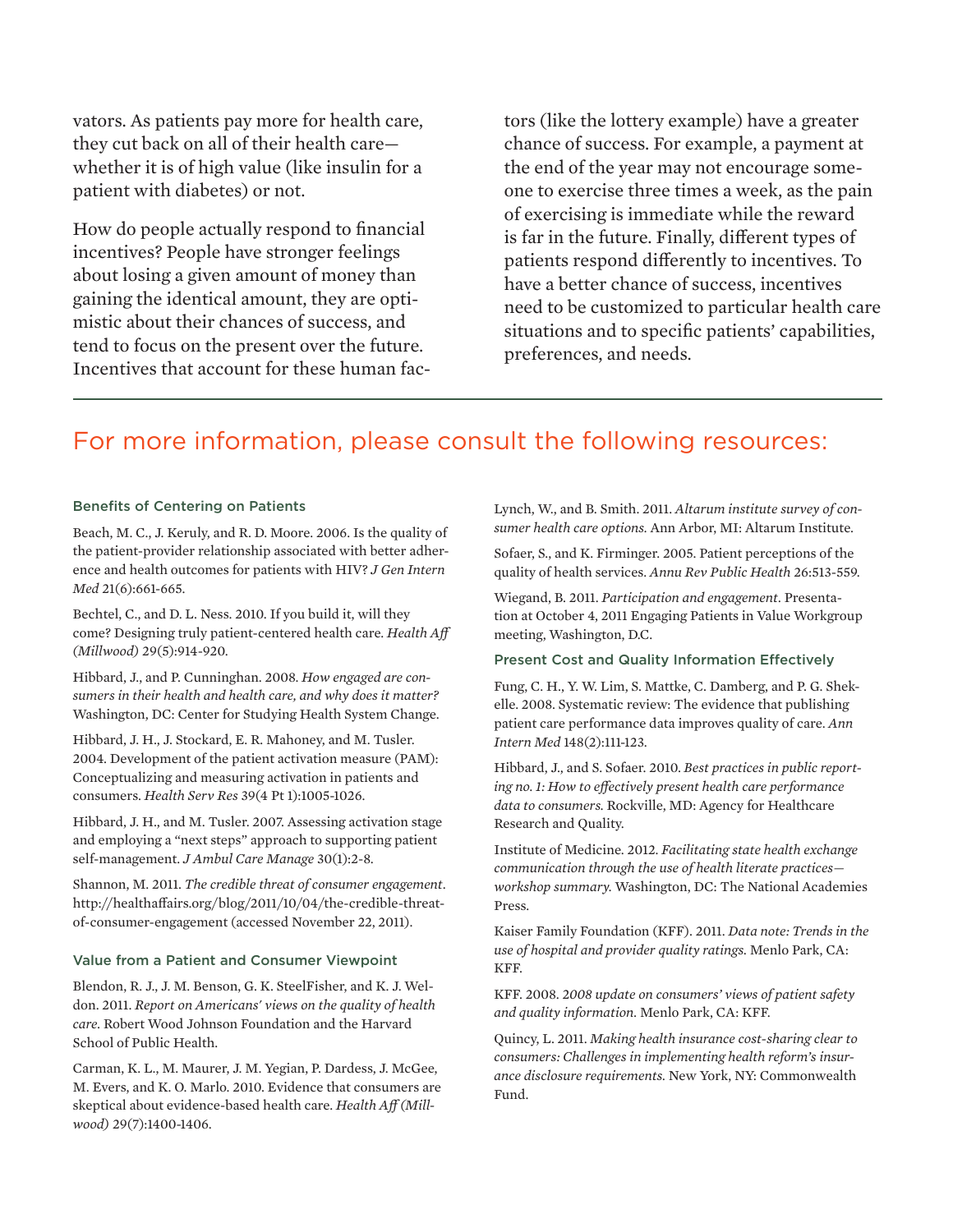vators. As patients pay more for health care, they cut back on all of their health care—whether it is of high value (like insulin for a patient with diabetes) or not.

How do people actually respond to financial incentives? People have stronger feelings about losing a given amount of money than gaining the identical amount, they are optimistic about their chances of success, and tend to focus on the present over the future. Incentives that account for these human factors (like the lottery example) have a greater chance of success. For example, a payment at the end of the year may not encourage someone to exercise three times a week, as the pain of exercising is immediate while the reward is far in the future. Finally, different types of patients respond differently to incentives. To have a better chance of success, incentives need to be customized to particular health care situations and to specific patients' capabilities, preferences, and needs.

## For more information, please consult the following resources:

### Benefits of Centering on Patients

Beach, M. C., J. Keruly, and R. D. Moore. 2006. Is the quality of the patient-provider relationship associated with better adherence and health outcomes for patients with HIV? *J Gen Intern Med* 21(6):661-665.

Bechtel, C., and D. L. Ness. 2010. If you build it, will they come? Designing truly patient-centered health care. *Health Aff (Millwood)* 29(5):914-920.

Hibbard, J., and P. Cunninghan. 2008. *How engaged are consumers in their health and health care, and why does it matter?* Washington, DC: Center for Studying Health System Change.

Hibbard, J. H., J. Stockard, E. R. Mahoney, and M. Tusler. 2004. Development of the patient activation measure (PAM): Conceptualizing and measuring activation in patients and consumers. *Health Serv Res* 39(4 Pt 1):1005-1026.

Hibbard, J. H., and M. Tusler. 2007. Assessing activation stage and employing a "next steps" approach to supporting patient self-management. *J Ambul Care Manage* 30(1):2-8.

Shannon, M. 2011. *The credible threat of consumer engagement*. http://healthaffairs.org/blog/2011/10/04/the-credible-threat-of-consumer-engagement (accessed November 22, 2011).

### Value from a Patient and Consumer Viewpoint

Blendon, R. J., J. M. Benson, G. K. SteelFisher, and K. J. Weldon. 2011. *Report on Americans' views on the quality of health care*. Robert Wood Johnson Foundation and the Harvard School of Public Health.

Carman, K. L., M. Maurer, J. M. Yegian, P. Dardess, J. McGee, M. Evers, and K. O. Marlo. 2010. Evidence that consumers are skeptical about evidence-based health care. *Health Aff (Millwood)* 29(7):1400-1406.

Lynch, W., and B. Smith. 2011. *Altarum institute survey of consumer health care options*. Ann Arbor, MI: Altarum Institute.

Sofaer, S., and K. Firminger. 2005. Patient perceptions of the quality of health services. *Annu Rev Public Health* 26:513-559.

Wiegand, B. 2011. *Participation and engagement*. Presentation at October 4, 2011 Engaging Patients in Value Workgroup meeting, Washington, D.C.

### Present Cost and Quality Information Effectively

Fung, C. H., Y. W. Lim, S. Mattke, C. Damberg, and P. G. Shekelle. 2008. Systematic review: The evidence that publishing patient care performance data improves quality of care. *Ann Intern Med* 148(2):111-123.

Hibbard, J., and S. Sofaer. 2010. *Best practices in public reporting no. 1: How to effectively present health care performance data to consumers*. Rockville, MD: Agency for Healthcare Research and Quality.

Institute of Medicine. 2012. *Facilitating state health exchange communication through the use of health literate practices—workshop summary*. Washington, DC: The National Academies Press.

Kaiser Family Foundation (KFF). 2011. *Data note: Trends in the use of hospital and provider quality ratings*. Menlo Park, CA: KFF.

KFF. 2008. *2008 update on consumers' views of patient safety and quality information*. Menlo Park, CA: KFF.

Quincy, L. 2011. *Making health insurance cost-sharing clear to consumers: Challenges in implementing health reform's insurance disclosure requirements*. New York, NY: Commonwealth Fund.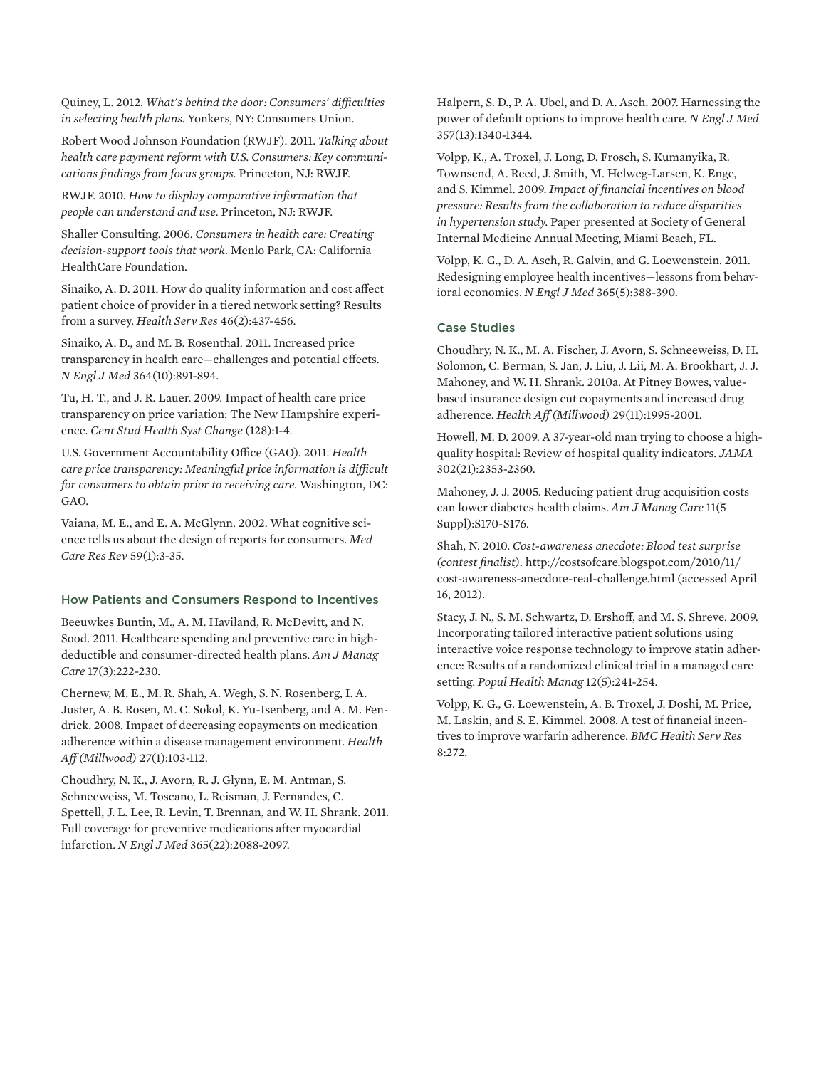Quincy, L. 2012. *What's behind the door: Consumers' difficulties in selecting health plans.* Yonkers, NY: Consumers Union.

Robert Wood Johnson Foundation (RWJF). 2011. *Talking about health care payment reform with U.S. Consumers: Key communications findings from focus groups.* Princeton, NJ: RWJF.

RWJF. 2010. *How to display comparative information that people can understand and use.* Princeton, NJ: RWJF.

Shaller Consulting. 2006. *Consumers in health care: Creating decision-support tools that work.* Menlo Park, CA: California HealthCare Foundation.

Sinaiko, A. D. 2011. How do quality information and cost affect patient choice of provider in a tiered network setting? Results from a survey. *Health Serv Res* 46(2):437-456.

Sinaiko, A. D., and M. B. Rosenthal. 2011. Increased price transparency in health care—challenges and potential effects. *N Engl J Med* 364(10):891-894.

Tu, H. T., and J. R. Lauer. 2009. Impact of health care price transparency on price variation: The New Hampshire experience. *Cent Stud Health Syst Change* (128):1-4.

U.S. Government Accountability Office (GAO). 2011. *Health care price transparency: Meaningful price information is difficult for consumers to obtain prior to receiving care.* Washington, DC: GAO.

Vaiana, M. E., and E. A. McGlynn. 2002. What cognitive science tells us about the design of reports for consumers. *Med Care Res Rev* 59(1):3-35.

### How Patients and Consumers Respond to Incentives

Beeuwkes Buntin, M., A. M. Haviland, R. McDevitt, and N. Sood. 2011. Healthcare spending and preventive care in high-deductible and consumer-directed health plans. *Am J Manag Care* 17(3):222-230.

Chernew, M. E., M. R. Shah, A. Wegh, S. N. Rosenberg, I. A. Juster, A. B. Rosen, M. C. Sokol, K. Yu-Isenberg, and A. M. Fendrick. 2008. Impact of decreasing copayments on medication adherence within a disease management environment. *Health Aff (Millwood)* 27(1):103-112.

Choudhry, N. K., J. Avorn, R. J. Glynn, E. M. Antman, S. Schneeweiss, M. Toscano, L. Reisman, J. Fernandes, C. Spettell, J. L. Lee, R. Levin, T. Brennan, and W. H. Shrank. 2011. Full coverage for preventive medications after myocardial infarction. *N Engl J Med* 365(22):2088-2097.

Halpern, S. D., P. A. Ubel, and D. A. Asch. 2007. Harnessing the power of default options to improve health care. *N Engl J Med* 357(13):1340-1344.

Volpp, K., A. Troxel, J. Long, D. Frosch, S. Kumanyika, R. Townsend, A. Reed, J. Smith, M. Helweg-Larsen, K. Enge, and S. Kimmel. 2009. *Impact of financial incentives on blood pressure: Results from the collaboration to reduce disparities in hypertension study.* Paper presented at Society of General Internal Medicine Annual Meeting, Miami Beach, FL.

Volpp, K. G., D. A. Asch, R. Galvin, and G. Loewenstein. 2011. Redesigning employee health incentives—lessons from behavioral economics. *N Engl J Med* 365(5):388-390.

### Case Studies

Choudhry, N. K., M. A. Fischer, J. Avorn, S. Schneeweiss, D. H. Solomon, C. Berman, S. Jan, J. Liu, J. Lii, M. A. Brookhart, J. J. Mahoney, and W. H. Shrank. 2010a. At Pitney Bowes, value-based insurance design cut copayments and increased drug adherence. *Health Aff (Millwood)* 29(11):1995-2001.

Howell, M. D. 2009. A 37-year-old man trying to choose a high-quality hospital: Review of hospital quality indicators. *JAMA* 302(21):2353-2360.

Mahoney, J. J. 2005. Reducing patient drug acquisition costs can lower diabetes health claims. *Am J Manag Care* 11(5 Suppl):S170-S176.

Shah, N. 2010. *Cost-awareness anecdote: Blood test surprise (contest finalist)*. http://costsofcare.blogspot.com/2010/11/cost-awareness-anecdote-real-challenge.html (accessed April 16, 2012).

Stacy, J. N., S. M. Schwartz, D. Ershoff, and M. S. Shreve. 2009. Incorporating tailored interactive patient solutions using interactive voice response technology to improve statin adherence: Results of a randomized clinical trial in a managed care setting. *Popul Health Manag* 12(5):241-254.

Volpp, K. G., G. Loewenstein, A. B. Troxel, J. Doshi, M. Price, M. Laskin, and S. E. Kimmel. 2008. A test of financial incentives to improve warfarin adherence. *BMC Health Serv Res* 8:272.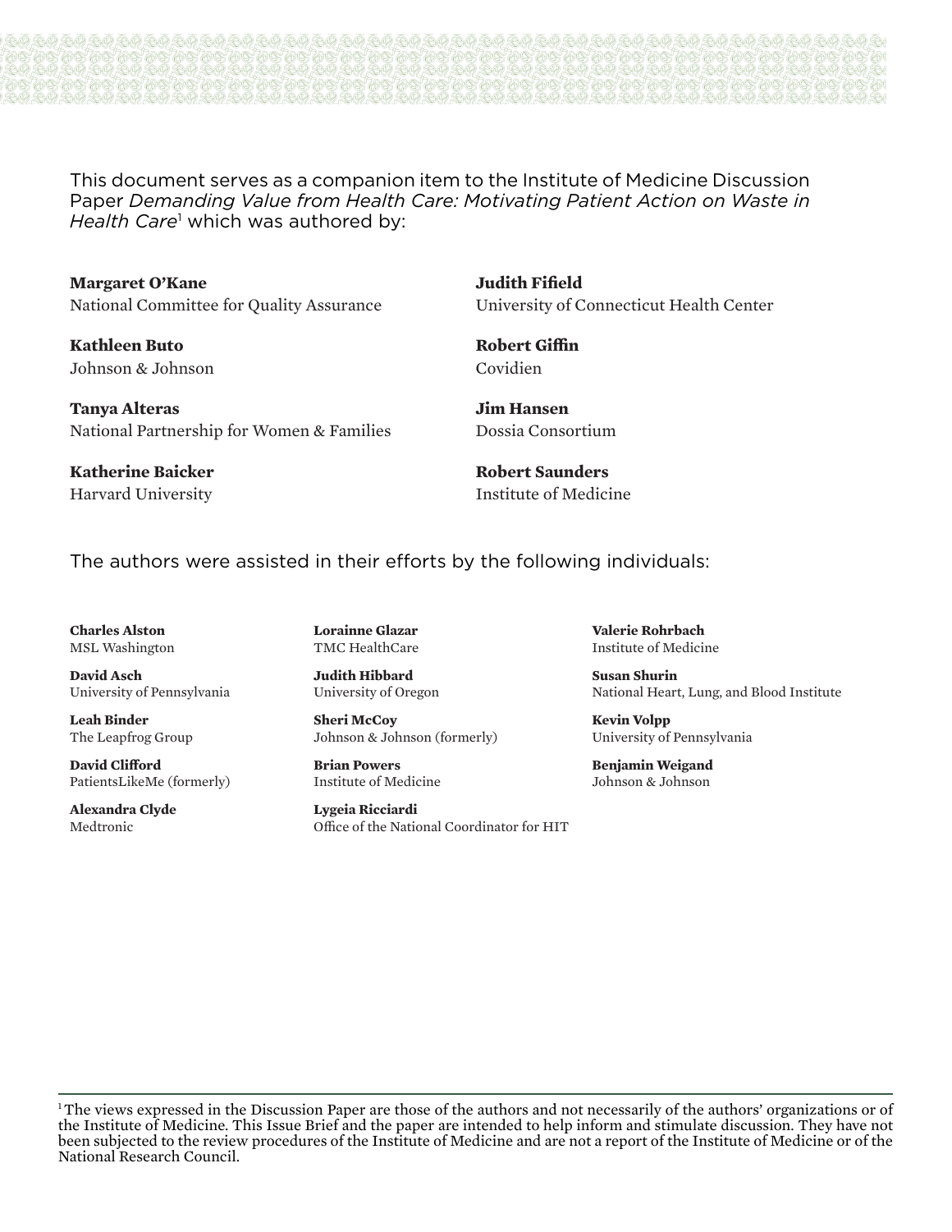This document serves as a companion item to the Institute of Medicine Discussion Paper *Demanding Value from Health Care: Motivating Patient Action on Waste in Health Care*[1] which was authored by:

**Margaret O'Kane**
National Committee for Quality Assurance

**Kathleen Buto**
Johnson & Johnson

**Tanya Alteras**
National Partnership for Women & Families

**Katherine Baicker**
Harvard University

**Judith Fifield**
University of Connecticut Health Center

**Robert Giffin**
Covidien

**Jim Hansen**
Dossia Consortium

**Robert Saunders**
Institute of Medicine

The authors were assisted in their efforts by the following individuals:

**Charles Alston**
MSL Washington

**David Asch**
University of Pennsylvania

**Leah Binder**
The Leapfrog Group

**David Clifford**
PatientsLikeMe (formerly)

**Alexandra Clyde**
Medtronic

**Lorainne Glazar**
TMC HealthCare

**Judith Hibbard**
University of Oregon

**Sheri McCoy**
Johnson & Johnson (formerly)

**Brian Powers**
Institute of Medicine

**Lygeia Ricciardi**
Office of the National Coordinator for HIT

**Valerie Rohrbach**
Institute of Medicine

**Susan Shurin**
National Heart, Lung, and Blood Institute

**Kevin Volpp**
University of Pennsylvania

**Benjamin Weigand**
Johnson & Johnson

[1] The views expressed in the Discussion Paper are those of the authors and not necessarily of the authors' organizations or of the Institute of Medicine. This Issue Brief and the paper are intended to help inform and stimulate discussion. They have not been subjected to the review procedures of the Institute of Medicine and are not a report of the Institute of Medicine or of the National Research Council.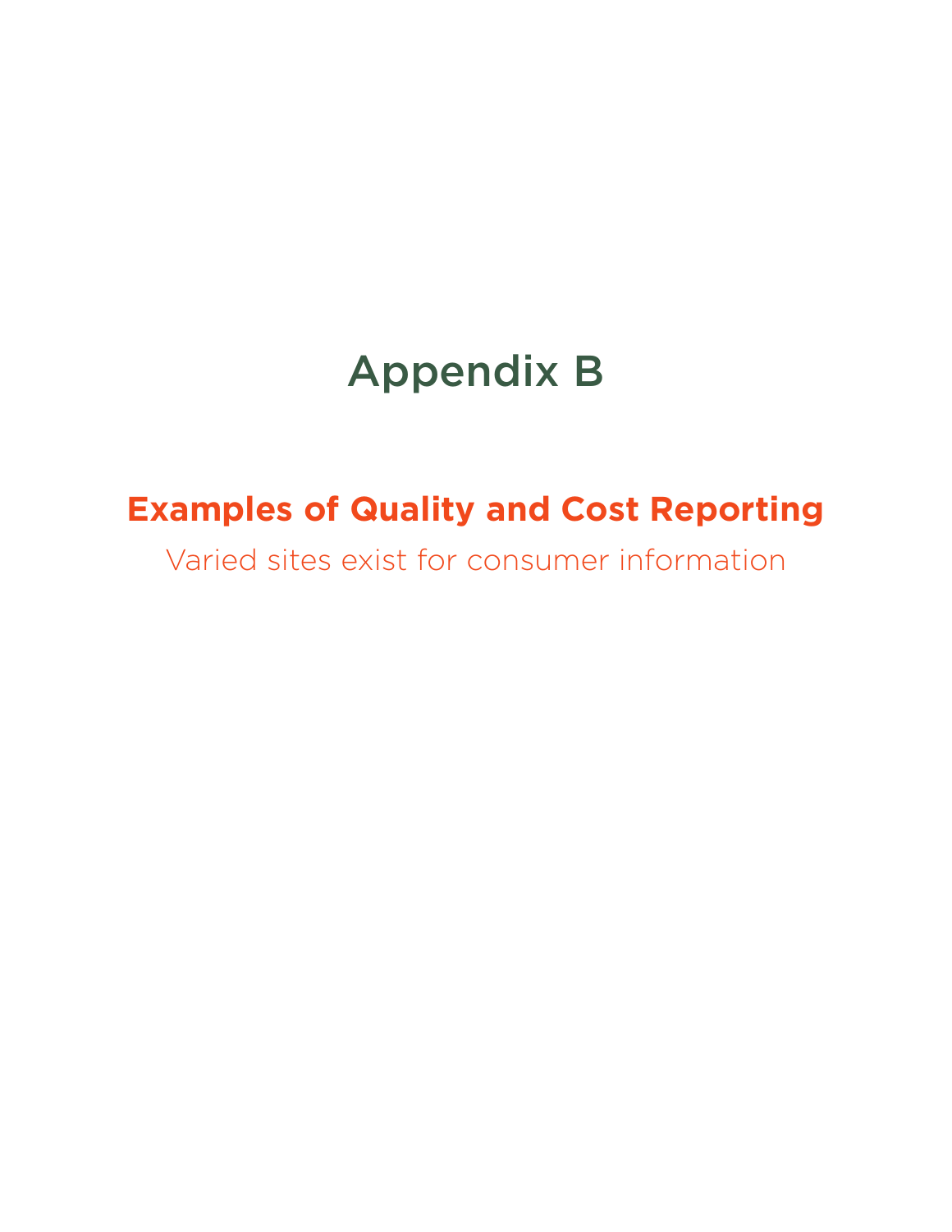# Appendix B

## Examples of Quality and Cost Reporting

Varied sites exist for consumer information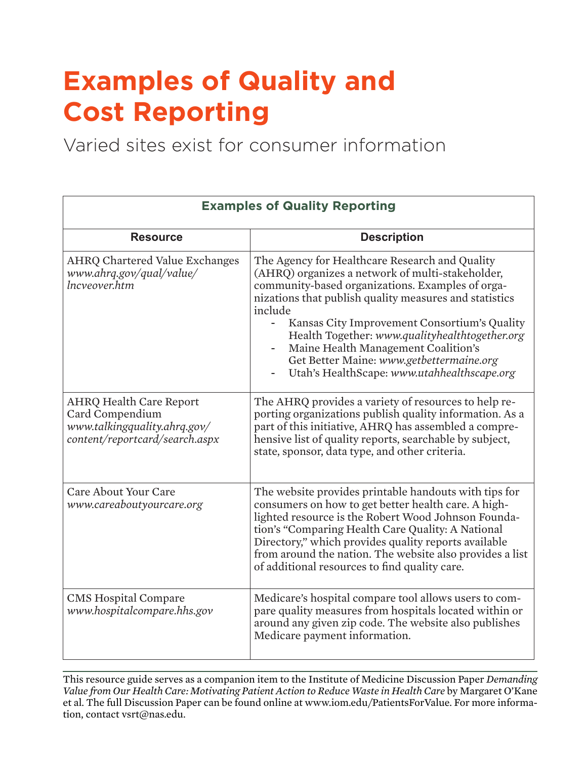# Examples of Quality and Cost Reporting

Varied sites exist for consumer information

| Examples of Quality Reporting | |
|---|---|
| **Resource** | **Description** |
| AHRQ Chartered Value Exchanges *www.ahrq.gov/qual/value/lncveover.htm* | The Agency for Healthcare Research and Quality (AHRQ) organizes a network of multi-stakeholder, community-based organizations. Examples of organizations that publish quality measures and statistics include<br>- Kansas City Improvement Consortium's Quality Health Together: *www.qualityhealthtogether.org*<br>- Maine Health Management Coalition's Get Better Maine: *www.getbettermaine.org*<br>- Utah's HealthScape: *www.utahhealthscape.org* |
| AHRQ Health Care Report Card Compendium *www.talkingquality.ahrq.gov/content/reportcard/search.aspx* | The AHRQ provides a variety of resources to help reporting organizations publish quality information. As a part of this initiative, AHRQ has assembled a comprehensive list of quality reports, searchable by subject, state, sponsor, data type, and other criteria. |
| Care About Your Care *www.careaboutyourcare.org* | The website provides printable handouts with tips for consumers on how to get better health care. A highlighted resource is the Robert Wood Johnson Foundation's "Comparing Health Care Quality: A National Directory," which provides quality reports available from around the nation. The website also provides a list of additional resources to find quality care. |
| CMS Hospital Compare *www.hospitalcompare.hhs.gov* | Medicare's hospital compare tool allows users to compare quality measures from hospitals located within or around any given zip code. The website also publishes Medicare payment information. |

This resource guide serves as a companion item to the Institute of Medicine Discussion Paper *Demanding Value from Our Health Care: Motivating Patient Action to Reduce Waste in Health Care* by Margaret O'Kane et al. The full Discussion Paper can be found online at www.iom.edu/PatientsForValue. For more information, contact vsrt@nas.edu.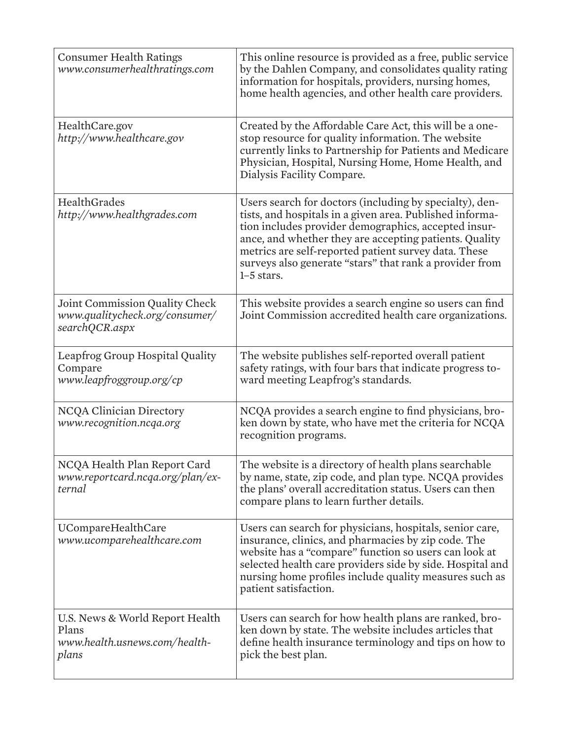| | |
|---|---|
| Consumer Health Ratings<br>*www.consumerhealthratings.com* | This online resource is provided as a free, public service by the Dahlen Company, and consolidates quality rating information for hospitals, providers, nursing homes, home health agencies, and other health care providers. |
| HealthCare.gov<br>*http://www.healthcare.gov* | Created by the Affordable Care Act, this will be a one-stop resource for quality information. The website currently links to Partnership for Patients and Medicare Physician, Hospital, Nursing Home, Home Health, and Dialysis Facility Compare. |
| HealthGrades<br>*http://www.healthgrades.com* | Users search for doctors (including by specialty), dentists, and hospitals in a given area. Published information includes provider demographics, accepted insurance, and whether they are accepting patients. Quality metrics are self-reported patient survey data. These surveys also generate "stars" that rank a provider from 1–5 stars. |
| Joint Commission Quality Check<br>*www.qualitycheck.org/consumer/searchQCR.aspx* | This website provides a search engine so users can find Joint Commission accredited health care organizations. |
| Leapfrog Group Hospital Quality Compare<br>*www.leapfroggroup.org/cp* | The website publishes self-reported overall patient safety ratings, with four bars that indicate progress toward meeting Leapfrog's standards. |
| NCQA Clinician Directory<br>*www.recognition.ncqa.org* | NCQA provides a search engine to find physicians, broken down by state, who have met the criteria for NCQA recognition programs. |
| NCQA Health Plan Report Card<br>*www.reportcard.ncqa.org/plan/external* | The website is a directory of health plans searchable by name, state, zip code, and plan type. NCQA provides the plans' overall accreditation status. Users can then compare plans to learn further details. |
| UCompareHealthCare<br>*www.ucomparehealthcare.com* | Users can search for physicians, hospitals, senior care, insurance, clinics, and pharmacies by zip code. The website has a "compare" function so users can look at selected health care providers side by side. Hospital and nursing home profiles include quality measures such as patient satisfaction. |
| U.S. News & World Report Health Plans<br>*www.health.usnews.com/health-plans* | Users can search for how health plans are ranked, broken down by state. The website includes articles that define health insurance terminology and tips on how to pick the best plan. |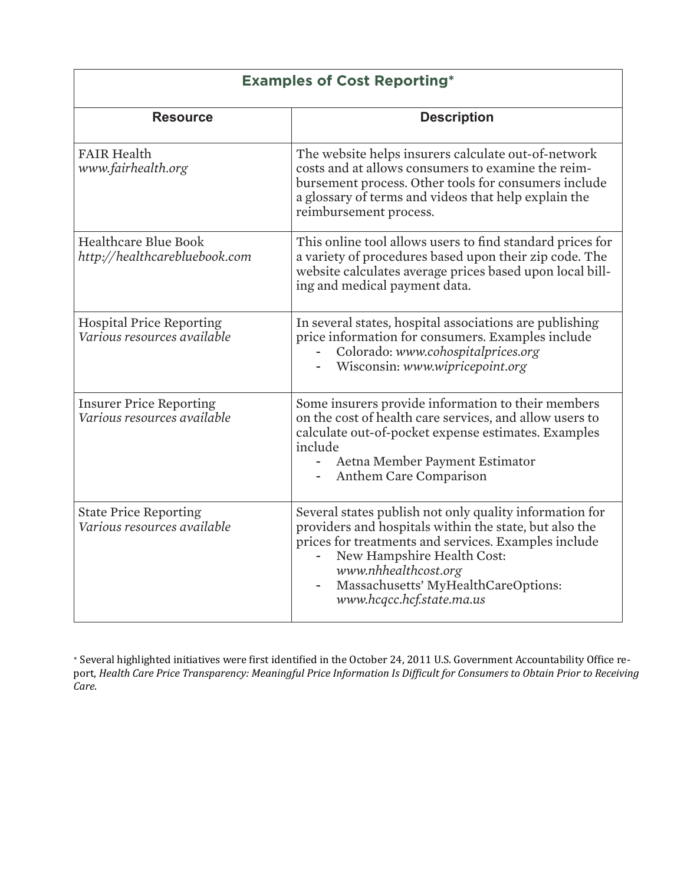| Examples of Cost Reporting* | |
|---|---|
| **Resource** | **Description** |
| FAIR Health *www.fairhealth.org* | The website helps insurers calculate out-of-network costs and at allows consumers to examine the reimbursement process. Other tools for consumers include a glossary of terms and videos that help explain the reimbursement process. |
| Healthcare Blue Book *http://healthcarebluebook.com* | This online tool allows users to find standard prices for a variety of procedures based upon their zip code. The website calculates average prices based upon local billing and medical payment data. |
| Hospital Price Reporting *Various resources available* | In several states, hospital associations are publishing price information for consumers. Examples include - Colorado: *www.cohospitalprices.org* - Wisconsin: *www.wipricepoint.org* |
| Insurer Price Reporting *Various resources available* | Some insurers provide information to their members on the cost of health care services, and allow users to calculate out-of-pocket expense estimates. Examples include - Aetna Member Payment Estimator - Anthem Care Comparison |
| State Price Reporting *Various resources available* | Several states publish not only quality information for providers and hospitals within the state, but also the prices for treatments and services. Examples include - New Hampshire Health Cost: *www.nhhealthcost.org* - Massachusetts' MyHealthCareOptions: *www.hcqcc.hcf.state.ma.us* |

* Several highlighted initiatives were first identified in the October 24, 2011 U.S. Government Accountability Office report, *Health Care Price Transparency: Meaningful Price Information Is Difficult for Consumers to Obtain Prior to Receiving Care*.